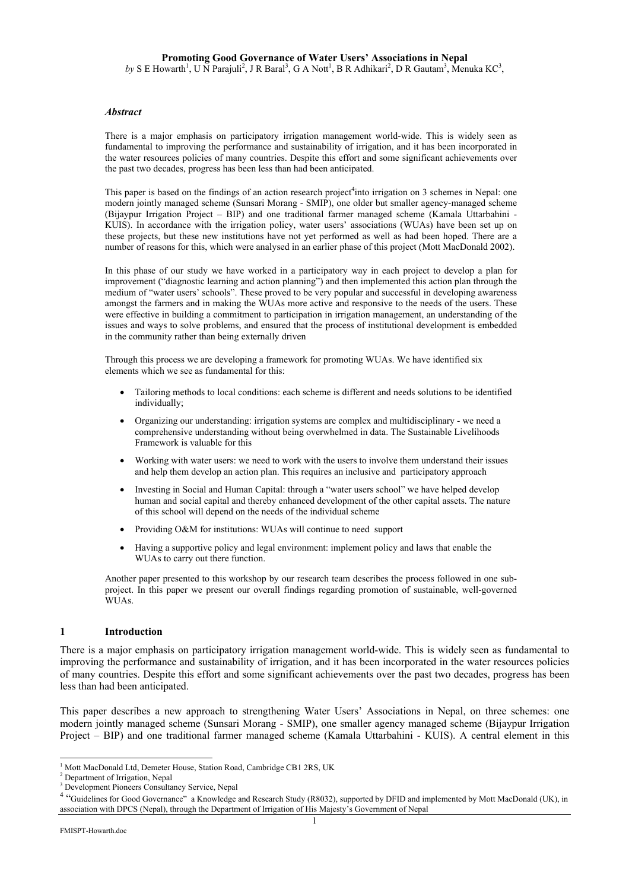# Promoting Good Governance of Water Users' Associations in Nepal

*by* S E Howarth[1], U N Parajuli[2], J R Baral[3], G A Nott[1], B R Adhikari[2], D R Gautam[3], Menuka KC[3],

### *Abstract*

There is a major emphasis on participatory irrigation management world-wide. This is widely seen as fundamental to improving the performance and sustainability of irrigation, and it has been incorporated in the water resources policies of many countries. Despite this effort and some significant achievements over the past two decades, progress has been less than had been anticipated.

This paper is based on the findings of an action research project[4]into irrigation on 3 schemes in Nepal: one modern jointly managed scheme (Sunsari Morang - SMIP), one older but smaller agency-managed scheme (Bijaypur Irrigation Project – BIP) and one traditional farmer managed scheme (Kamala Uttarbahini - KUIS). In accordance with the irrigation policy, water users' associations (WUAs) have been set up on these projects, but these new institutions have not yet performed as well as had been hoped. There are a number of reasons for this, which were analysed in an earlier phase of this project (Mott MacDonald 2002).

In this phase of our study we have worked in a participatory way in each project to develop a plan for improvement ("diagnostic learning and action planning") and then implemented this action plan through the medium of "water users' schools". These proved to be very popular and successful in developing awareness amongst the farmers and in making the WUAs more active and responsive to the needs of the users. These were effective in building a commitment to participation in irrigation management, an understanding of the issues and ways to solve problems, and ensured that the process of institutional development is embedded in the community rather than being externally driven

Through this process we are developing a framework for promoting WUAs. We have identified six elements which we see as fundamental for this:

- Tailoring methods to local conditions: each scheme is different and needs solutions to be identified individually;
- Organizing our understanding: irrigation systems are complex and multidisciplinary - we need a comprehensive understanding without being overwhelmed in data. The Sustainable Livelihoods Framework is valuable for this
- Working with water users: we need to work with the users to involve them understand their issues and help them develop an action plan. This requires an inclusive and participatory approach
- Investing in Social and Human Capital: through a "water users school" we have helped develop human and social capital and thereby enhanced development of the other capital assets. The nature of this school will depend on the needs of the individual scheme
- Providing O&M for institutions: WUAs will continue to need support
- Having a supportive policy and legal environment: implement policy and laws that enable the WUAs to carry out there function.

Another paper presented to this workshop by our research team describes the process followed in one sub-project. In this paper we present our overall findings regarding promotion of sustainable, well-governed WUAs.

## 1 Introduction

There is a major emphasis on participatory irrigation management world-wide. This is widely seen as fundamental to improving the performance and sustainability of irrigation, and it has been incorporated in the water resources policies of many countries. Despite this effort and some significant achievements over the past two decades, progress has been less than had been anticipated.

This paper describes a new approach to strengthening Water Users' Associations in Nepal, on three schemes: one modern jointly managed scheme (Sunsari Morang - SMIP), one smaller agency managed scheme (Bijaypur Irrigation Project – BIP) and one traditional farmer managed scheme (Kamala Uttarbahini - KUIS). A central element in this

---

[1] Mott MacDonald Ltd, Demeter House, Station Road, Cambridge CB1 2RS, UK

[2] Department of Irrigation, Nepal

[3] Development Pioneers Consultancy Service, Nepal

[4] "Guidelines for Good Governance" a Knowledge and Research Study (R8032), supported by DFID and implemented by Mott MacDonald (UK), in association with DPCS (Nepal), through the Department of Irrigation of His Majesty's Government of Nepal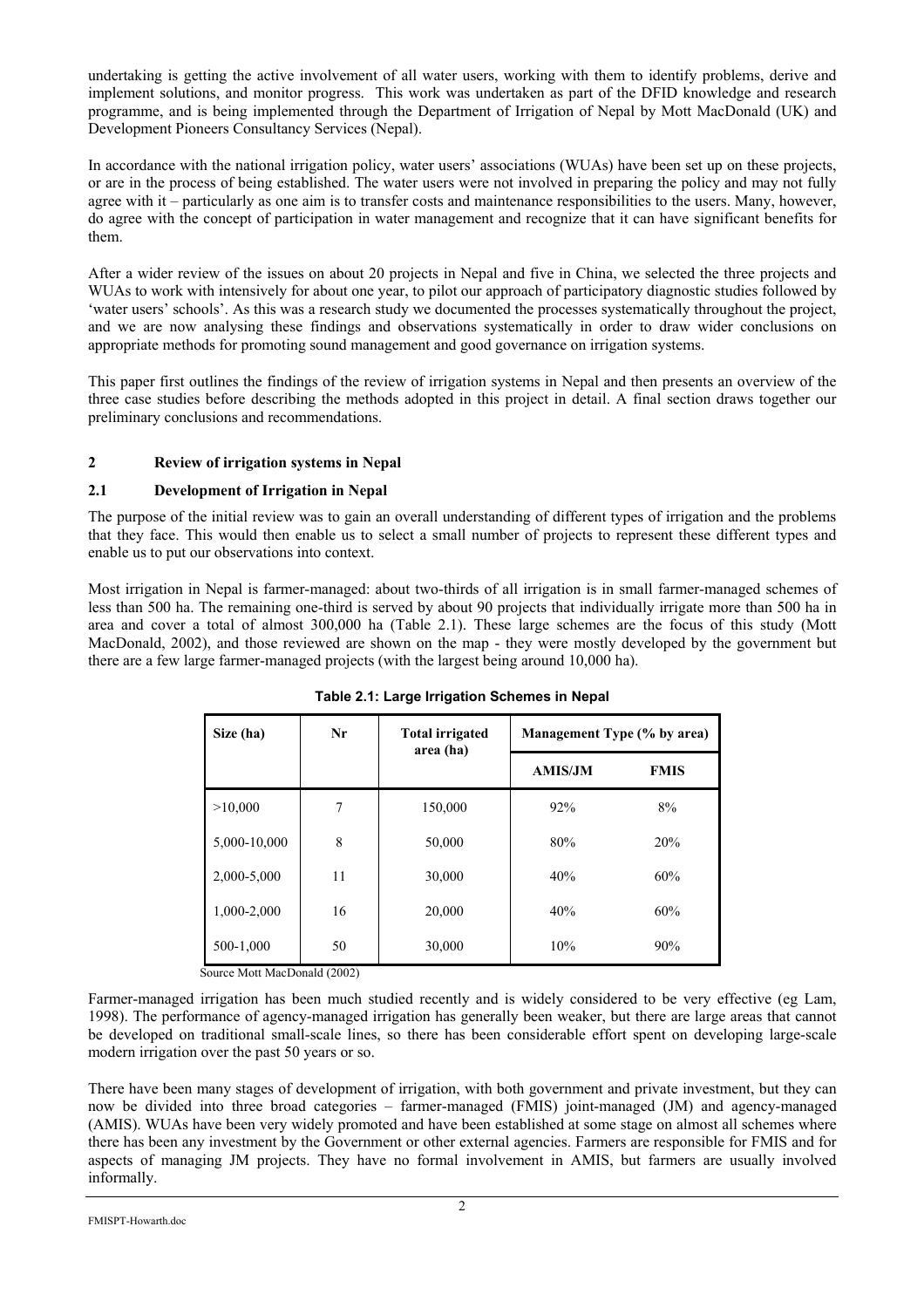undertaking is getting the active involvement of all water users, working with them to identify problems, derive and implement solutions, and monitor progress. This work was undertaken as part of the DFID knowledge and research programme, and is being implemented through the Department of Irrigation of Nepal by Mott MacDonald (UK) and Development Pioneers Consultancy Services (Nepal).

In accordance with the national irrigation policy, water users' associations (WUAs) have been set up on these projects, or are in the process of being established. The water users were not involved in preparing the policy and may not fully agree with it – particularly as one aim is to transfer costs and maintenance responsibilities to the users. Many, however, do agree with the concept of participation in water management and recognize that it can have significant benefits for them.

After a wider review of the issues on about 20 projects in Nepal and five in China, we selected the three projects and WUAs to work with intensively for about one year, to pilot our approach of participatory diagnostic studies followed by 'water users' schools'. As this was a research study we documented the processes systematically throughout the project, and we are now analysing these findings and observations systematically in order to draw wider conclusions on appropriate methods for promoting sound management and good governance on irrigation systems.

This paper first outlines the findings of the review of irrigation systems in Nepal and then presents an overview of the three case studies before describing the methods adopted in this project in detail. A final section draws together our preliminary conclusions and recommendations.

## 2 Review of irrigation systems in Nepal

### 2.1 Development of Irrigation in Nepal

The purpose of the initial review was to gain an overall understanding of different types of irrigation and the problems that they face. This would then enable us to select a small number of projects to represent these different types and enable us to put our observations into context.

Most irrigation in Nepal is farmer-managed: about two-thirds of all irrigation is in small farmer-managed schemes of less than 500 ha. The remaining one-third is served by about 90 projects that individually irrigate more than 500 ha in area and cover a total of almost 300,000 ha (Table 2.1). These large schemes are the focus of this study (Mott MacDonald, 2002), and those reviewed are shown on the map - they were mostly developed by the government but there are a few large farmer-managed projects (with the largest being around 10,000 ha).

**Table 2.1: Large Irrigation Schemes in Nepal**

| Size (ha) | Nr | Total irrigated area (ha) | Management Type (% by area) | |
|---|---|---|---|---|
| | | | AMIS/JM | FMIS |
| >10,000 | 7 | 150,000 | 92% | 8% |
| 5,000-10,000 | 8 | 50,000 | 80% | 20% |
| 2,000-5,000 | 11 | 30,000 | 40% | 60% |
| 1,000-2,000 | 16 | 20,000 | 40% | 60% |
| 500-1,000 | 50 | 30,000 | 10% | 90% |

Source Mott MacDonald (2002)

Farmer-managed irrigation has been much studied recently and is widely considered to be very effective (eg Lam, 1998). The performance of agency-managed irrigation has generally been weaker, but there are large areas that cannot be developed on traditional small-scale lines, so there has been considerable effort spent on developing large-scale modern irrigation over the past 50 years or so.

There have been many stages of development of irrigation, with both government and private investment, but they can now be divided into three broad categories – farmer-managed (FMIS) joint-managed (JM) and agency-managed (AMIS). WUAs have been very widely promoted and have been established at some stage on almost all schemes where there has been any investment by the Government or other external agencies. Farmers are responsible for FMIS and for aspects of managing JM projects. They have no formal involvement in AMIS, but farmers are usually involved informally.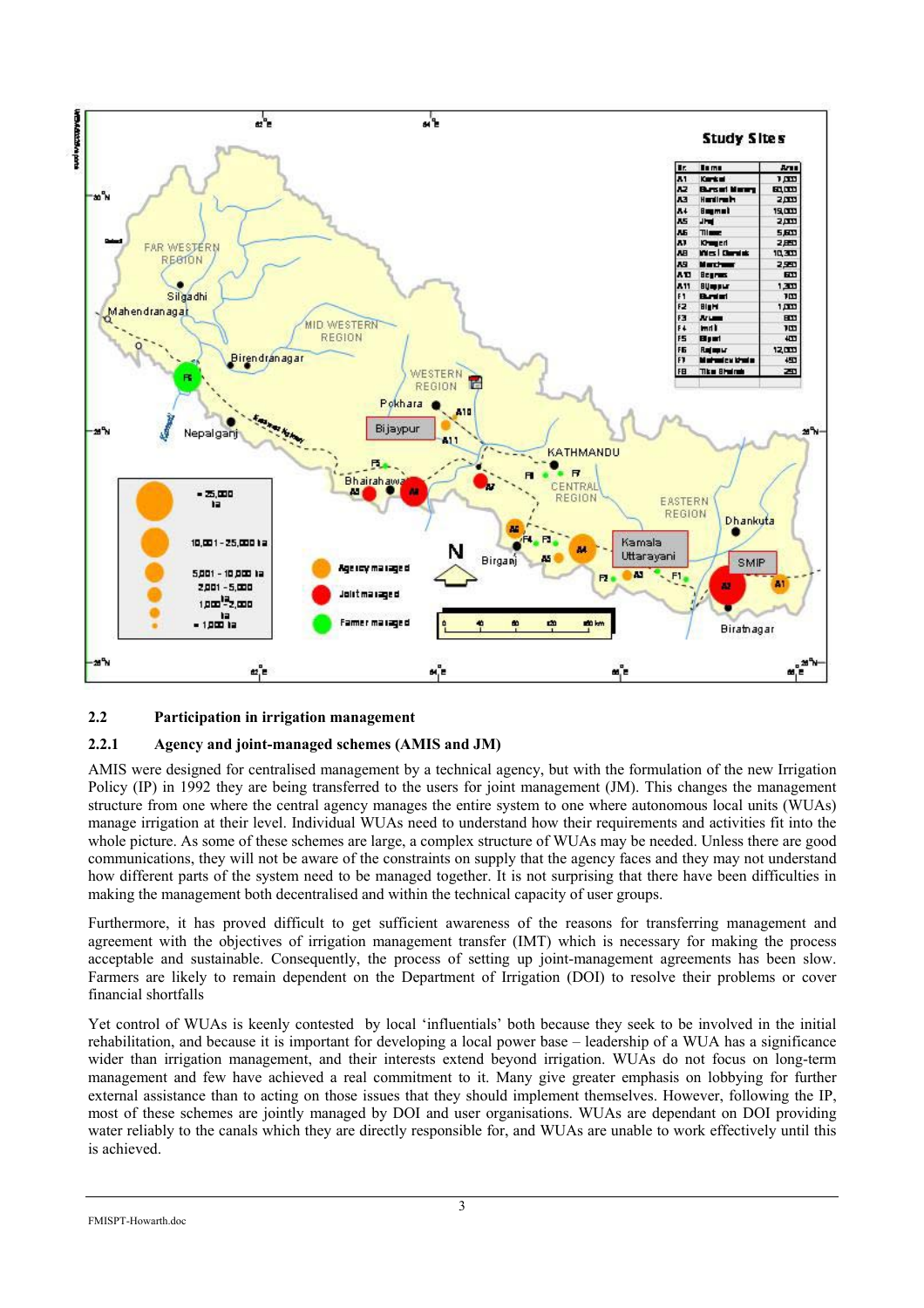## 2.2 Participation in irrigation management

### 2.2.1 Agency and joint-managed schemes (AMIS and JM)

AMIS were designed for centralised management by a technical agency, but with the formulation of the new Irrigation Policy (IP) in 1992 they are being transferred to the users for joint management (JM). This changes the management structure from one where the central agency manages the entire system to one where autonomous local units (WUAs) manage irrigation at their level. Individual WUAs need to understand how their requirements and activities fit into the whole picture. As some of these schemes are large, a complex structure of WUAs may be needed. Unless there are good communications, they will not be aware of the constraints on supply that the agency faces and they may not understand how different parts of the system need to be managed together. It is not surprising that there have been difficulties in making the management both decentralised and within the technical capacity of user groups.

Furthermore, it has proved difficult to get sufficient awareness of the reasons for transferring management and agreement with the objectives of irrigation management transfer (IMT) which is necessary for making the process acceptable and sustainable. Consequently, the process of setting up joint-management agreements has been slow. Farmers are likely to remain dependent on the Department of Irrigation (DOI) to resolve their problems or cover financial shortfalls

Yet control of WUAs is keenly contested by local 'influentials' both because they seek to be involved in the initial rehabilitation, and because it is important for developing a local power base – leadership of a WUA has a significance wider than irrigation management, and their interests extend beyond irrigation. WUAs do not focus on long-term management and few have achieved a real commitment to it. Many give greater emphasis on lobbying for further external assistance than to acting on those issues that they should implement themselves. However, following the IP, most of these schemes are jointly managed by DOI and user organisations. WUAs are dependant on DOI providing water reliably to the canals which they are directly responsible for, and WUAs are unable to work effectively until this is achieved.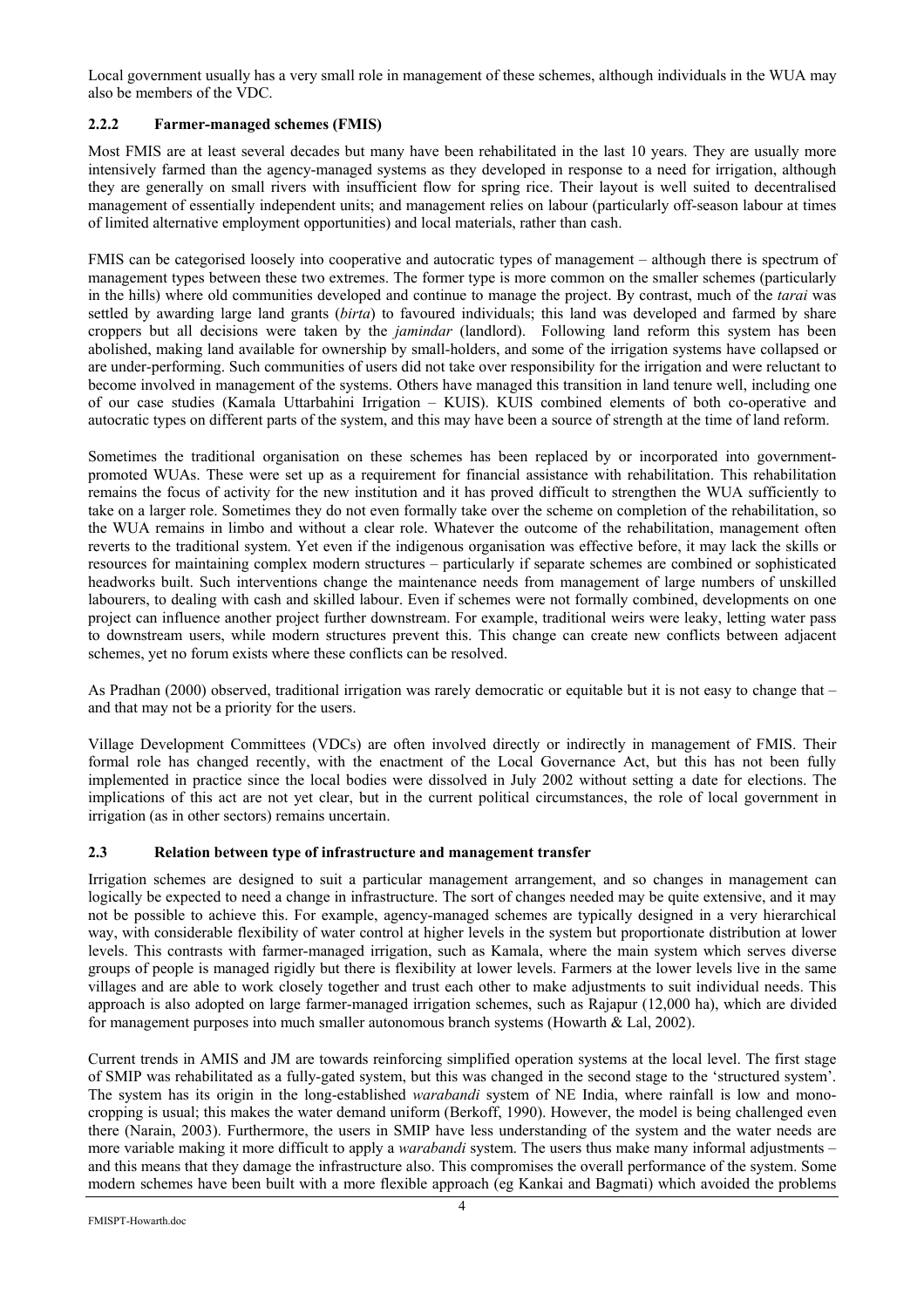Local government usually has a very small role in management of these schemes, although individuals in the WUA may also be members of the VDC.

### 2.2.2 Farmer-managed schemes (FMIS)

Most FMIS are at least several decades but many have been rehabilitated in the last 10 years. They are usually more intensively farmed than the agency-managed systems as they developed in response to a need for irrigation, although they are generally on small rivers with insufficient flow for spring rice. Their layout is well suited to decentralised management of essentially independent units; and management relies on labour (particularly off-season labour at times of limited alternative employment opportunities) and local materials, rather than cash.

FMIS can be categorised loosely into cooperative and autocratic types of management – although there is spectrum of management types between these two extremes. The former type is more common on the smaller schemes (particularly in the hills) where old communities developed and continue to manage the project. By contrast, much of the *tarai* was settled by awarding large land grants (*birta*) to favoured individuals; this land was developed and farmed by share croppers but all decisions were taken by the *jamindar* (landlord). Following land reform this system has been abolished, making land available for ownership by small-holders, and some of the irrigation systems have collapsed or are under-performing. Such communities of users did not take over responsibility for the irrigation and were reluctant to become involved in management of the systems. Others have managed this transition in land tenure well, including one of our case studies (Kamala Uttarbahini Irrigation – KUIS). KUIS combined elements of both co-operative and autocratic types on different parts of the system, and this may have been a source of strength at the time of land reform.

Sometimes the traditional organisation on these schemes has been replaced by or incorporated into government-promoted WUAs. These were set up as a requirement for financial assistance with rehabilitation. This rehabilitation remains the focus of activity for the new institution and it has proved difficult to strengthen the WUA sufficiently to take on a larger role. Sometimes they do not even formally take over the scheme on completion of the rehabilitation, so the WUA remains in limbo and without a clear role. Whatever the outcome of the rehabilitation, management often reverts to the traditional system. Yet even if the indigenous organisation was effective before, it may lack the skills or resources for maintaining complex modern structures – particularly if separate schemes are combined or sophisticated headworks built. Such interventions change the maintenance needs from management of large numbers of unskilled labourers, to dealing with cash and skilled labour. Even if schemes were not formally combined, developments on one project can influence another project further downstream. For example, traditional weirs were leaky, letting water pass to downstream users, while modern structures prevent this. This change can create new conflicts between adjacent schemes, yet no forum exists where these conflicts can be resolved.

As Pradhan (2000) observed, traditional irrigation was rarely democratic or equitable but it is not easy to change that – and that may not be a priority for the users.

Village Development Committees (VDCs) are often involved directly or indirectly in management of FMIS. Their formal role has changed recently, with the enactment of the Local Governance Act, but this has not been fully implemented in practice since the local bodies were dissolved in July 2002 without setting a date for elections. The implications of this act are not yet clear, but in the current political circumstances, the role of local government in irrigation (as in other sectors) remains uncertain.

## 2.3 Relation between type of infrastructure and management transfer

Irrigation schemes are designed to suit a particular management arrangement, and so changes in management can logically be expected to need a change in infrastructure. The sort of changes needed may be quite extensive, and it may not be possible to achieve this. For example, agency-managed schemes are typically designed in a very hierarchical way, with considerable flexibility of water control at higher levels in the system but proportionate distribution at lower levels. This contrasts with farmer-managed irrigation, such as Kamala, where the main system which serves diverse groups of people is managed rigidly but there is flexibility at lower levels. Farmers at the lower levels live in the same villages and are able to work closely together and trust each other to make adjustments to suit individual needs. This approach is also adopted on large farmer-managed irrigation schemes, such as Rajapur (12,000 ha), which are divided for management purposes into much smaller autonomous branch systems (Howarth & Lal, 2002).

Current trends in AMIS and JM are towards reinforcing simplified operation systems at the local level. The first stage of SMIP was rehabilitated as a fully-gated system, but this was changed in the second stage to the 'structured system'. The system has its origin in the long-established *warabandi* system of NE India, where rainfall is low and mono-cropping is usual; this makes the water demand uniform (Berkoff, 1990). However, the model is being challenged even there (Narain, 2003). Furthermore, the users in SMIP have less understanding of the system and the water needs are more variable making it more difficult to apply a *warabandi* system. The users thus make many informal adjustments – and this means that they damage the infrastructure also. This compromises the overall performance of the system. Some modern schemes have been built with a more flexible approach (eg Kankai and Bagmati) which avoided the problems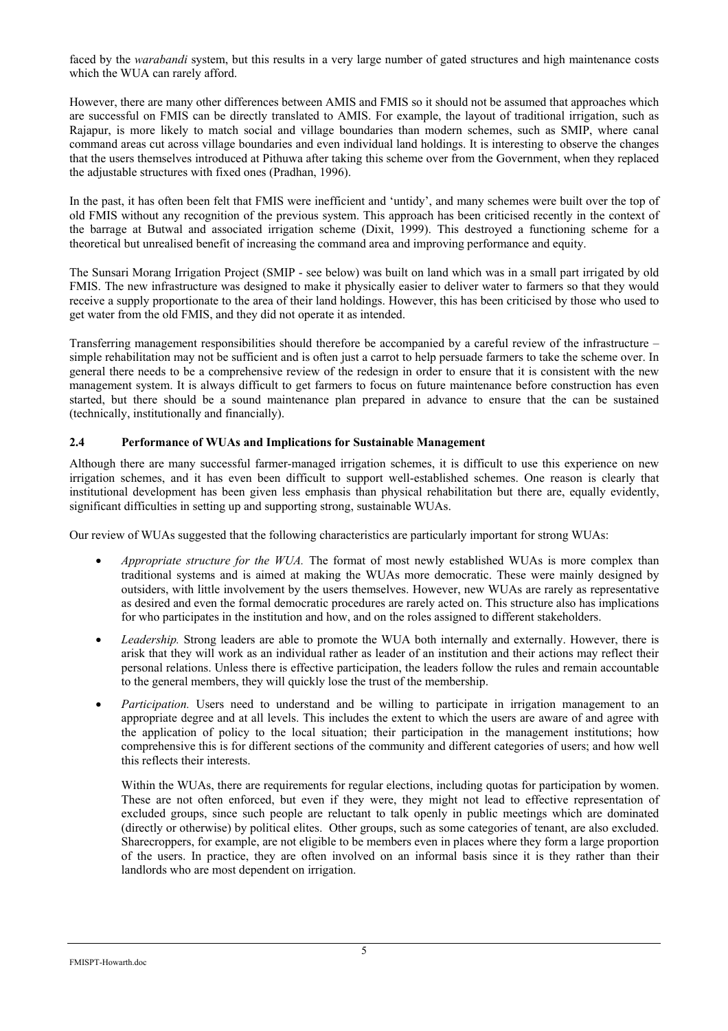faced by the *warabandi* system, but this results in a very large number of gated structures and high maintenance costs which the WUA can rarely afford.

However, there are many other differences between AMIS and FMIS so it should not be assumed that approaches which are successful on FMIS can be directly translated to AMIS. For example, the layout of traditional irrigation, such as Rajapur, is more likely to match social and village boundaries than modern schemes, such as SMIP, where canal command areas cut across village boundaries and even individual land holdings. It is interesting to observe the changes that the users themselves introduced at Pithuwa after taking this scheme over from the Government, when they replaced the adjustable structures with fixed ones (Pradhan, 1996).

In the past, it has often been felt that FMIS were inefficient and 'untidy', and many schemes were built over the top of old FMIS without any recognition of the previous system. This approach has been criticised recently in the context of the barrage at Butwal and associated irrigation scheme (Dixit, 1999). This destroyed a functioning scheme for a theoretical but unrealised benefit of increasing the command area and improving performance and equity.

The Sunsari Morang Irrigation Project (SMIP - see below) was built on land which was in a small part irrigated by old FMIS. The new infrastructure was designed to make it physically easier to deliver water to farmers so that they would receive a supply proportionate to the area of their land holdings. However, this has been criticised by those who used to get water from the old FMIS, and they did not operate it as intended.

Transferring management responsibilities should therefore be accompanied by a careful review of the infrastructure – simple rehabilitation may not be sufficient and is often just a carrot to help persuade farmers to take the scheme over. In general there needs to be a comprehensive review of the redesign in order to ensure that it is consistent with the new management system. It is always difficult to get farmers to focus on future maintenance before construction has even started, but there should be a sound maintenance plan prepared in advance to ensure that the can be sustained (technically, institutionally and financially).

## 2.4 Performance of WUAs and Implications for Sustainable Management

Although there are many successful farmer-managed irrigation schemes, it is difficult to use this experience on new irrigation schemes, and it has even been difficult to support well-established schemes. One reason is clearly that institutional development has been given less emphasis than physical rehabilitation but there are, equally evidently, significant difficulties in setting up and supporting strong, sustainable WUAs.

Our review of WUAs suggested that the following characteristics are particularly important for strong WUAs:

- *Appropriate structure for the WUA.* The format of most newly established WUAs is more complex than traditional systems and is aimed at making the WUAs more democratic. These were mainly designed by outsiders, with little involvement by the users themselves. However, new WUAs are rarely as representative as desired and even the formal democratic procedures are rarely acted on. This structure also has implications for who participates in the institution and how, and on the roles assigned to different stakeholders.
- *Leadership.* Strong leaders are able to promote the WUA both internally and externally. However, there is arisk that they will work as an individual rather as leader of an institution and their actions may reflect their personal relations. Unless there is effective participation, the leaders follow the rules and remain accountable to the general members, they will quickly lose the trust of the membership.
- *Participation.* Users need to understand and be willing to participate in irrigation management to an appropriate degree and at all levels. This includes the extent to which the users are aware of and agree with the application of policy to the local situation; their participation in the management institutions; how comprehensive this is for different sections of the community and different categories of users; and how well this reflects their interests.

  Within the WUAs, there are requirements for regular elections, including quotas for participation by women. These are not often enforced, but even if they were, they might not lead to effective representation of excluded groups, since such people are reluctant to talk openly in public meetings which are dominated (directly or otherwise) by political elites. Other groups, such as some categories of tenant, are also excluded. Sharecroppers, for example, are not eligible to be members even in places where they form a large proportion of the users. In practice, they are often involved on an informal basis since it is they rather than their landlords who are most dependent on irrigation.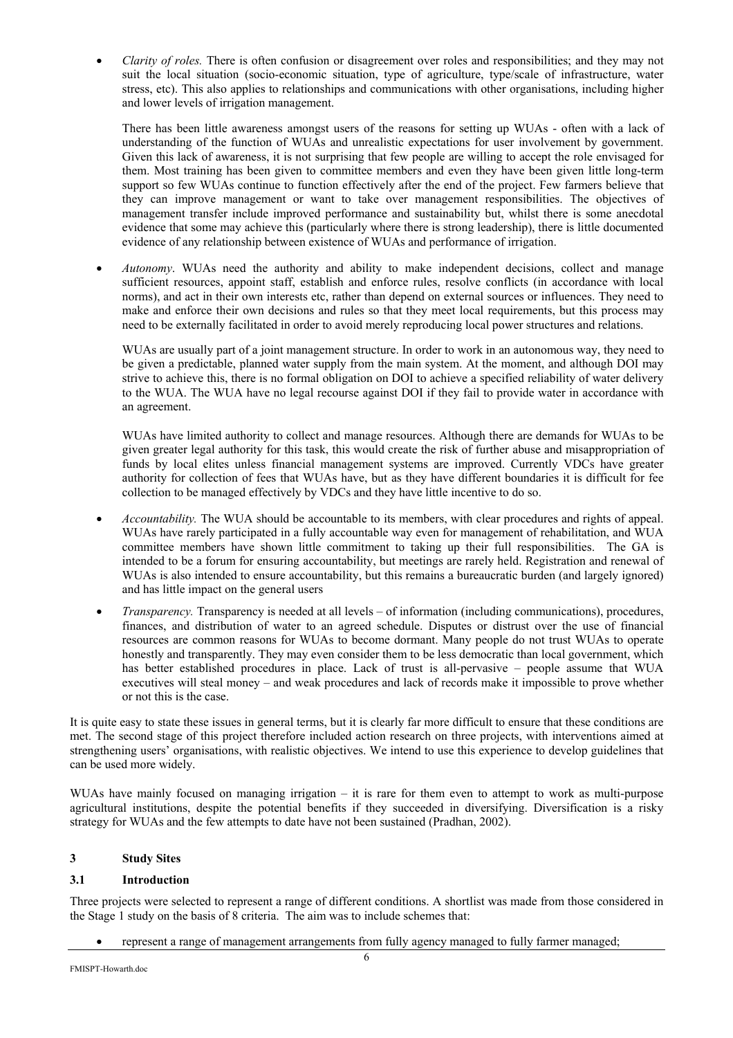- *Clarity of roles.* There is often confusion or disagreement over roles and responsibilities; and they may not suit the local situation (socio-economic situation, type of agriculture, type/scale of infrastructure, water stress, etc). This also applies to relationships and communications with other organisations, including higher and lower levels of irrigation management.

  There has been little awareness amongst users of the reasons for setting up WUAs - often with a lack of understanding of the function of WUAs and unrealistic expectations for user involvement by government. Given this lack of awareness, it is not surprising that few people are willing to accept the role envisaged for them. Most training has been given to committee members and even they have been given little long-term support so few WUAs continue to function effectively after the end of the project. Few farmers believe that they can improve management or want to take over management responsibilities. The objectives of management transfer include improved performance and sustainability but, whilst there is some anecdotal evidence that some may achieve this (particularly where there is strong leadership), there is little documented evidence of any relationship between existence of WUAs and performance of irrigation.

- *Autonomy*. WUAs need the authority and ability to make independent decisions, collect and manage sufficient resources, appoint staff, establish and enforce rules, resolve conflicts (in accordance with local norms), and act in their own interests etc, rather than depend on external sources or influences. They need to make and enforce their own decisions and rules so that they meet local requirements, but this process may need to be externally facilitated in order to avoid merely reproducing local power structures and relations.

  WUAs are usually part of a joint management structure. In order to work in an autonomous way, they need to be given a predictable, planned water supply from the main system. At the moment, and although DOI may strive to achieve this, there is no formal obligation on DOI to achieve a specified reliability of water delivery to the WUA. The WUA have no legal recourse against DOI if they fail to provide water in accordance with an agreement.

  WUAs have limited authority to collect and manage resources. Although there are demands for WUAs to be given greater legal authority for this task, this would create the risk of further abuse and misappropriation of funds by local elites unless financial management systems are improved. Currently VDCs have greater authority for collection of fees that WUAs have, but as they have different boundaries it is difficult for fee collection to be managed effectively by VDCs and they have little incentive to do so.

- *Accountability.* The WUA should be accountable to its members, with clear procedures and rights of appeal. WUAs have rarely participated in a fully accountable way even for management of rehabilitation, and WUA committee members have shown little commitment to taking up their full responsibilities. The GA is intended to be a forum for ensuring accountability, but meetings are rarely held. Registration and renewal of WUAs is also intended to ensure accountability, but this remains a bureaucratic burden (and largely ignored) and has little impact on the general users

- *Transparency.* Transparency is needed at all levels – of information (including communications), procedures, finances, and distribution of water to an agreed schedule. Disputes or distrust over the use of financial resources are common reasons for WUAs to become dormant. Many people do not trust WUAs to operate honestly and transparently. They may even consider them to be less democratic than local government, which has better established procedures in place. Lack of trust is all-pervasive – people assume that WUA executives will steal money – and weak procedures and lack of records make it impossible to prove whether or not this is the case.

It is quite easy to state these issues in general terms, but it is clearly far more difficult to ensure that these conditions are met. The second stage of this project therefore included action research on three projects, with interventions aimed at strengthening users' organisations, with realistic objectives. We intend to use this experience to develop guidelines that can be used more widely.

WUAs have mainly focused on managing irrigation – it is rare for them even to attempt to work as multi-purpose agricultural institutions, despite the potential benefits if they succeeded in diversifying. Diversification is a risky strategy for WUAs and the few attempts to date have not been sustained (Pradhan, 2002).

## 3 Study Sites

### 3.1 Introduction

Three projects were selected to represent a range of different conditions. A shortlist was made from those considered in the Stage 1 study on the basis of 8 criteria. The aim was to include schemes that:

- represent a range of management arrangements from fully agency managed to fully farmer managed;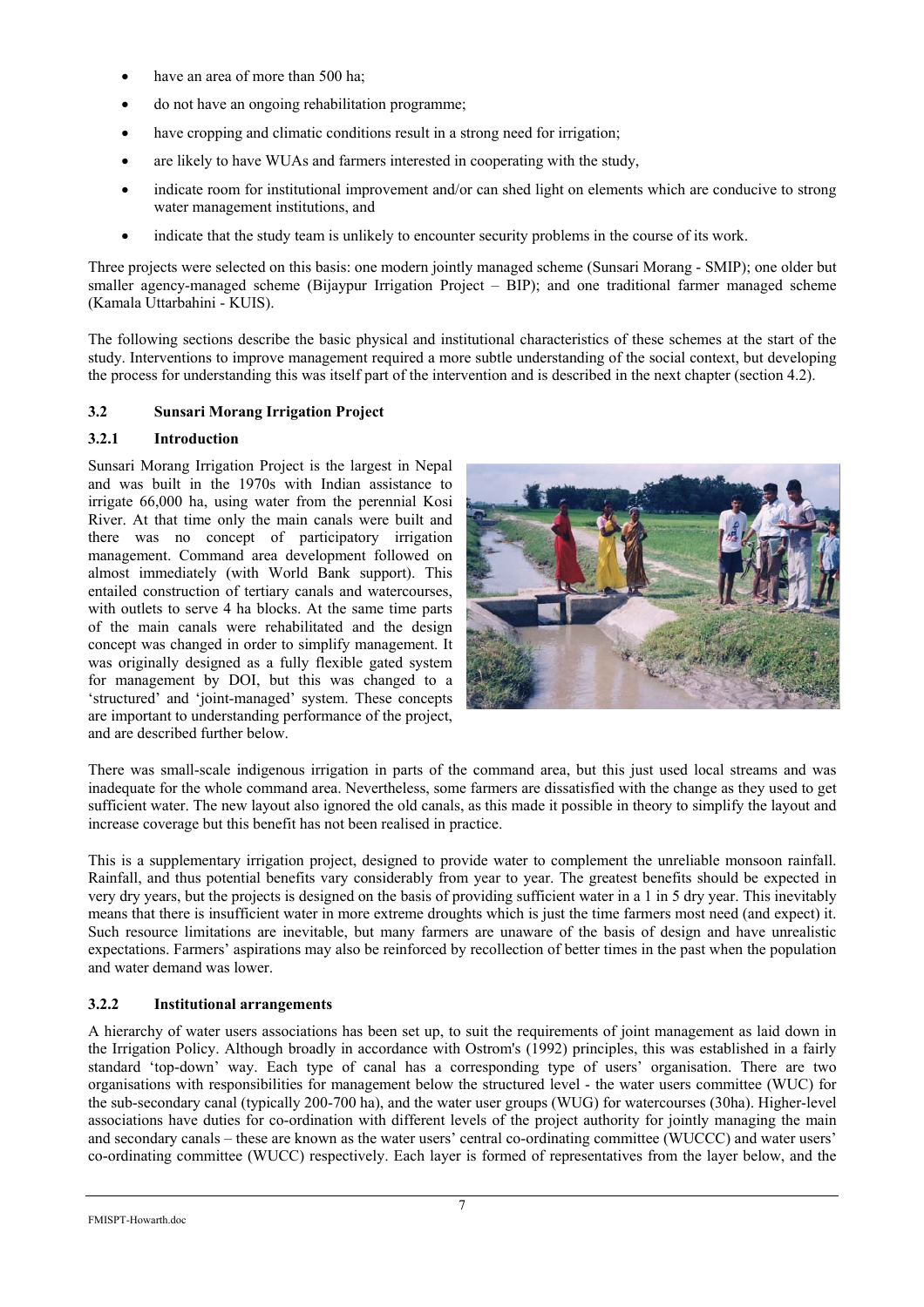- have an area of more than 500 ha;
- do not have an ongoing rehabilitation programme;
- have cropping and climatic conditions result in a strong need for irrigation;
- are likely to have WUAs and farmers interested in cooperating with the study,
- indicate room for institutional improvement and/or can shed light on elements which are conducive to strong water management institutions, and
- indicate that the study team is unlikely to encounter security problems in the course of its work.

Three projects were selected on this basis: one modern jointly managed scheme (Sunsari Morang - SMIP); one older but smaller agency-managed scheme (Bijaypur Irrigation Project – BIP); and one traditional farmer managed scheme (Kamala Uttarbahini - KUIS).

The following sections describe the basic physical and institutional characteristics of these schemes at the start of the study. Interventions to improve management required a more subtle understanding of the social context, but developing the process for understanding this was itself part of the intervention and is described in the next chapter (section 4.2).

### 3.2 Sunsari Morang Irrigation Project

#### 3.2.1 Introduction

Sunsari Morang Irrigation Project is the largest in Nepal and was built in the 1970s with Indian assistance to irrigate 66,000 ha, using water from the perennial Kosi River. At that time only the main canals were built and there was no concept of participatory irrigation management. Command area development followed on almost immediately (with World Bank support). This entailed construction of tertiary canals and watercourses, with outlets to serve 4 ha blocks. At the same time parts of the main canals were rehabilitated and the design concept was changed in order to simplify management. It was originally designed as a fully flexible gated system for management by DOI, but this was changed to a 'structured' and 'joint-managed' system. These concepts are important to understanding performance of the project, and are described further below.

There was small-scale indigenous irrigation in parts of the command area, but this just used local streams and was inadequate for the whole command area. Nevertheless, some farmers are dissatisfied with the change as they used to get sufficient water. The new layout also ignored the old canals, as this made it possible in theory to simplify the layout and increase coverage but this benefit has not been realised in practice.

This is a supplementary irrigation project, designed to provide water to complement the unreliable monsoon rainfall. Rainfall, and thus potential benefits vary considerably from year to year. The greatest benefits should be expected in very dry years, but the projects is designed on the basis of providing sufficient water in a 1 in 5 dry year. This inevitably means that there is insufficient water in more extreme droughts which is just the time farmers most need (and expect) it. Such resource limitations are inevitable, but many farmers are unaware of the basis of design and have unrealistic expectations. Farmers' aspirations may also be reinforced by recollection of better times in the past when the population and water demand was lower.

#### 3.2.2 Institutional arrangements

A hierarchy of water users associations has been set up, to suit the requirements of joint management as laid down in the Irrigation Policy. Although broadly in accordance with Ostrom's (1992) principles, this was established in a fairly standard 'top-down' way. Each type of canal has a corresponding type of users' organisation. There are two organisations with responsibilities for management below the structured level - the water users committee (WUC) for the sub-secondary canal (typically 200-700 ha), and the water user groups (WUG) for watercourses (30ha). Higher-level associations have duties for co-ordination with different levels of the project authority for jointly managing the main and secondary canals – these are known as the water users' central co-ordinating committee (WUCCC) and water users' co-ordinating committee (WUCC) respectively. Each layer is formed of representatives from the layer below, and the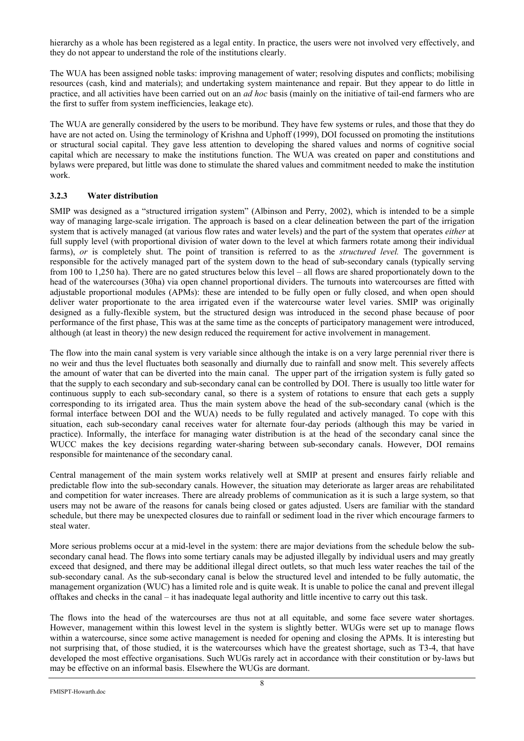hierarchy as a whole has been registered as a legal entity. In practice, the users were not involved very effectively, and they do not appear to understand the role of the institutions clearly.

The WUA has been assigned noble tasks: improving management of water; resolving disputes and conflicts; mobilising resources (cash, kind and materials); and undertaking system maintenance and repair. But they appear to do little in practice, and all activities have been carried out on an *ad hoc* basis (mainly on the initiative of tail-end farmers who are the first to suffer from system inefficiencies, leakage etc).

The WUA are generally considered by the users to be moribund. They have few systems or rules, and those that they do have are not acted on. Using the terminology of Krishna and Uphoff (1999), DOI focussed on promoting the institutions or structural social capital. They gave less attention to developing the shared values and norms of cognitive social capital which are necessary to make the institutions function. The WUA was created on paper and constitutions and bylaws were prepared, but little was done to stimulate the shared values and commitment needed to make the institution work.

### 3.2.3 Water distribution

SMIP was designed as a "structured irrigation system" (Albinson and Perry, 2002), which is intended to be a simple way of managing large-scale irrigation. The approach is based on a clear delineation between the part of the irrigation system that is actively managed (at various flow rates and water levels) and the part of the system that operates *either* at full supply level (with proportional division of water down to the level at which farmers rotate among their individual farms), *or* is completely shut. The point of transition is referred to as the *structured level.* The government is responsible for the actively managed part of the system down to the head of sub-secondary canals (typically serving from 100 to 1,250 ha). There are no gated structures below this level – all flows are shared proportionately down to the head of the watercourses (30ha) via open channel proportional dividers. The turnouts into watercourses are fitted with adjustable proportional modules (APMs): these are intended to be fully open or fully closed, and when open should deliver water proportionate to the area irrigated even if the watercourse water level varies. SMIP was originally designed as a fully-flexible system, but the structured design was introduced in the second phase because of poor performance of the first phase, This was at the same time as the concepts of participatory management were introduced, although (at least in theory) the new design reduced the requirement for active involvement in management.

The flow into the main canal system is very variable since although the intake is on a very large perennial river there is no weir and thus the level fluctuates both seasonally and diurnally due to rainfall and snow melt. This severely affects the amount of water that can be diverted into the main canal. The upper part of the irrigation system is fully gated so that the supply to each secondary and sub-secondary canal can be controlled by DOI. There is usually too little water for continuous supply to each sub-secondary canal, so there is a system of rotations to ensure that each gets a supply corresponding to its irrigated area. Thus the main system above the head of the sub-secondary canal (which is the formal interface between DOI and the WUA) needs to be fully regulated and actively managed. To cope with this situation, each sub-secondary canal receives water for alternate four-day periods (although this may be varied in practice). Informally, the interface for managing water distribution is at the head of the secondary canal since the WUCC makes the key decisions regarding water-sharing between sub-secondary canals. However, DOI remains responsible for maintenance of the secondary canal.

Central management of the main system works relatively well at SMIP at present and ensures fairly reliable and predictable flow into the sub-secondary canals. However, the situation may deteriorate as larger areas are rehabilitated and competition for water increases. There are already problems of communication as it is such a large system, so that users may not be aware of the reasons for canals being closed or gates adjusted. Users are familiar with the standard schedule, but there may be unexpected closures due to rainfall or sediment load in the river which encourage farmers to steal water.

More serious problems occur at a mid-level in the system: there are major deviations from the schedule below the sub-secondary canal head. The flows into some tertiary canals may be adjusted illegally by individual users and may greatly exceed that designed, and there may be additional illegal direct outlets, so that much less water reaches the tail of the sub-secondary canal. As the sub-secondary canal is below the structured level and intended to be fully automatic, the management organization (WUC) has a limited role and is quite weak. It is unable to police the canal and prevent illegal offtakes and checks in the canal – it has inadequate legal authority and little incentive to carry out this task.

The flows into the head of the watercourses are thus not at all equitable, and some face severe water shortages. However, management within this lowest level in the system is slightly better. WUGs were set up to manage flows within a watercourse, since some active management is needed for opening and closing the APMs. It is interesting but not surprising that, of those studied, it is the watercourses which have the greatest shortage, such as T3-4, that have developed the most effective organisations. Such WUGs rarely act in accordance with their constitution or by-laws but may be effective on an informal basis. Elsewhere the WUGs are dormant.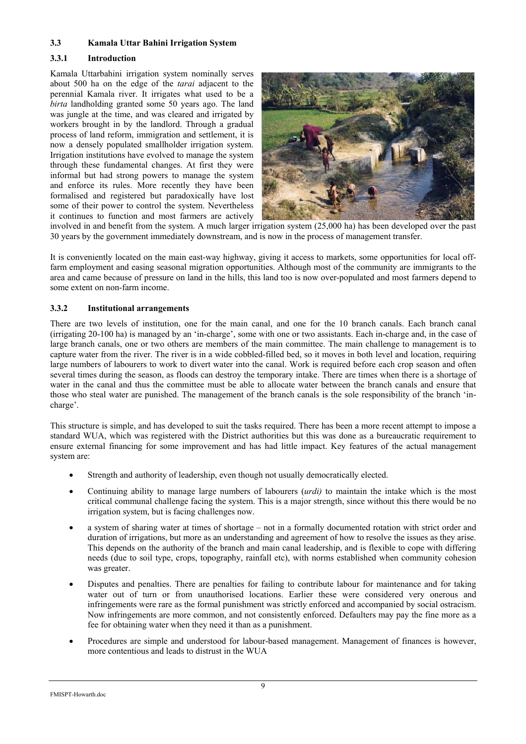### 3.3 Kamala Uttar Bahini Irrigation System

#### 3.3.1 Introduction

Kamala Uttarbahini irrigation system nominally serves about 500 ha on the edge of the *tarai* adjacent to the perennial Kamala river. It irrigates what used to be a *birta* landholding granted some 50 years ago. The land was jungle at the time, and was cleared and irrigated by workers brought in by the landlord. Through a gradual process of land reform, immigration and settlement, it is now a densely populated smallholder irrigation system. Irrigation institutions have evolved to manage the system through these fundamental changes. At first they were informal but had strong powers to manage the system and enforce its rules. More recently they have been formalised and registered but paradoxically have lost some of their power to control the system. Nevertheless it continues to function and most farmers are actively involved in and benefit from the system. A much larger irrigation system (25,000 ha) has been developed over the past 30 years by the government immediately downstream, and is now in the process of management transfer.

It is conveniently located on the main east-way highway, giving it access to markets, some opportunities for local off-farm employment and easing seasonal migration opportunities. Although most of the community are immigrants to the area and came because of pressure on land in the hills, this land too is now over-populated and most farmers depend to some extent on non-farm income.

#### 3.3.2 Institutional arrangements

There are two levels of institution, one for the main canal, and one for the 10 branch canals. Each branch canal (irrigating 20-100 ha) is managed by an 'in-charge', some with one or two assistants. Each in-charge and, in the case of large branch canals, one or two others are members of the main committee. The main challenge to management is to capture water from the river. The river is in a wide cobbled-filled bed, so it moves in both level and location, requiring large numbers of labourers to work to divert water into the canal. Work is required before each crop season and often several times during the season, as floods can destroy the temporary intake. There are times when there is a shortage of water in the canal and thus the committee must be able to allocate water between the branch canals and ensure that those who steal water are punished. The management of the branch canals is the sole responsibility of the branch 'in-charge'.

This structure is simple, and has developed to suit the tasks required. There has been a more recent attempt to impose a standard WUA, which was registered with the District authorities but this was done as a bureaucratic requirement to ensure external financing for some improvement and has had little impact. Key features of the actual management system are:

- Strength and authority of leadership, even though not usually democratically elected.
- Continuing ability to manage large numbers of labourers (*urdi)* to maintain the intake which is the most critical communal challenge facing the system. This is a major strength, since without this there would be no irrigation system, but is facing challenges now.
- a system of sharing water at times of shortage – not in a formally documented rotation with strict order and duration of irrigations, but more as an understanding and agreement of how to resolve the issues as they arise. This depends on the authority of the branch and main canal leadership, and is flexible to cope with differing needs (due to soil type, crops, topography, rainfall etc), with norms established when community cohesion was greater.
- Disputes and penalties. There are penalties for failing to contribute labour for maintenance and for taking water out of turn or from unauthorised locations. Earlier these were considered very onerous and infringements were rare as the formal punishment was strictly enforced and accompanied by social ostracism. Now infringements are more common, and not consistently enforced. Defaulters may pay the fine more as a fee for obtaining water when they need it than as a punishment.
- Procedures are simple and understood for labour-based management. Management of finances is however, more contentious and leads to distrust in the WUA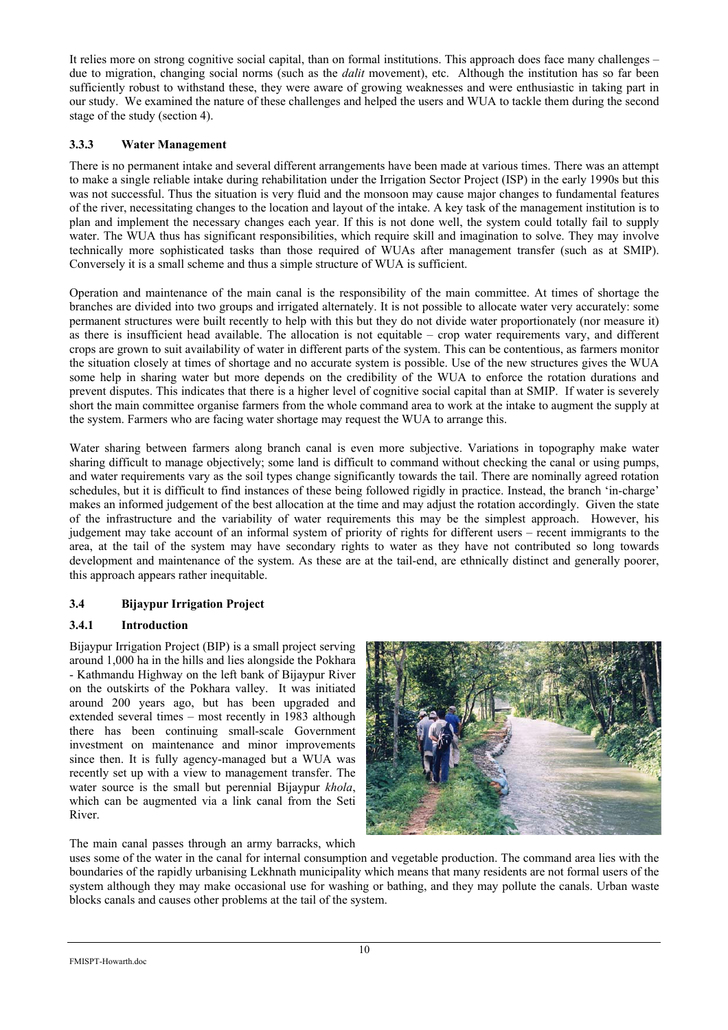It relies more on strong cognitive social capital, than on formal institutions. This approach does face many challenges – due to migration, changing social norms (such as the *dalit* movement), etc. Although the institution has so far been sufficiently robust to withstand these, they were aware of growing weaknesses and were enthusiastic in taking part in our study. We examined the nature of these challenges and helped the users and WUA to tackle them during the second stage of the study (section 4).

### 3.3.3 Water Management

There is no permanent intake and several different arrangements have been made at various times. There was an attempt to make a single reliable intake during rehabilitation under the Irrigation Sector Project (ISP) in the early 1990s but this was not successful. Thus the situation is very fluid and the monsoon may cause major changes to fundamental features of the river, necessitating changes to the location and layout of the intake. A key task of the management institution is to plan and implement the necessary changes each year. If this is not done well, the system could totally fail to supply water. The WUA thus has significant responsibilities, which require skill and imagination to solve. They may involve technically more sophisticated tasks than those required of WUAs after management transfer (such as at SMIP). Conversely it is a small scheme and thus a simple structure of WUA is sufficient.

Operation and maintenance of the main canal is the responsibility of the main committee. At times of shortage the branches are divided into two groups and irrigated alternately. It is not possible to allocate water very accurately: some permanent structures were built recently to help with this but they do not divide water proportionately (nor measure it) as there is insufficient head available. The allocation is not equitable – crop water requirements vary, and different crops are grown to suit availability of water in different parts of the system. This can be contentious, as farmers monitor the situation closely at times of shortage and no accurate system is possible. Use of the new structures gives the WUA some help in sharing water but more depends on the credibility of the WUA to enforce the rotation durations and prevent disputes. This indicates that there is a higher level of cognitive social capital than at SMIP. If water is severely short the main committee organise farmers from the whole command area to work at the intake to augment the supply at the system. Farmers who are facing water shortage may request the WUA to arrange this.

Water sharing between farmers along branch canal is even more subjective. Variations in topography make water sharing difficult to manage objectively; some land is difficult to command without checking the canal or using pumps, and water requirements vary as the soil types change significantly towards the tail. There are nominally agreed rotation schedules, but it is difficult to find instances of these being followed rigidly in practice. Instead, the branch 'in-charge' makes an informed judgement of the best allocation at the time and may adjust the rotation accordingly. Given the state of the infrastructure and the variability of water requirements this may be the simplest approach. However, his judgement may take account of an informal system of priority of rights for different users – recent immigrants to the area, at the tail of the system may have secondary rights to water as they have not contributed so long towards development and maintenance of the system. As these are at the tail-end, are ethnically distinct and generally poorer, this approach appears rather inequitable.

## 3.4 Bijaypur Irrigation Project

### 3.4.1 Introduction

Bijaypur Irrigation Project (BIP) is a small project serving around 1,000 ha in the hills and lies alongside the Pokhara - Kathmandu Highway on the left bank of Bijaypur River on the outskirts of the Pokhara valley. It was initiated around 200 years ago, but has been upgraded and extended several times – most recently in 1983 although there has been continuing small-scale Government investment on maintenance and minor improvements since then. It is fully agency-managed but a WUA was recently set up with a view to management transfer. The water source is the small but perennial Bijaypur *khola*, which can be augmented via a link canal from the Seti River.

The main canal passes through an army barracks, which uses some of the water in the canal for internal consumption and vegetable production. The command area lies with the boundaries of the rapidly urbanising Lekhnath municipality which means that many residents are not formal users of the system although they may make occasional use for washing or bathing, and they may pollute the canals. Urban waste blocks canals and causes other problems at the tail of the system.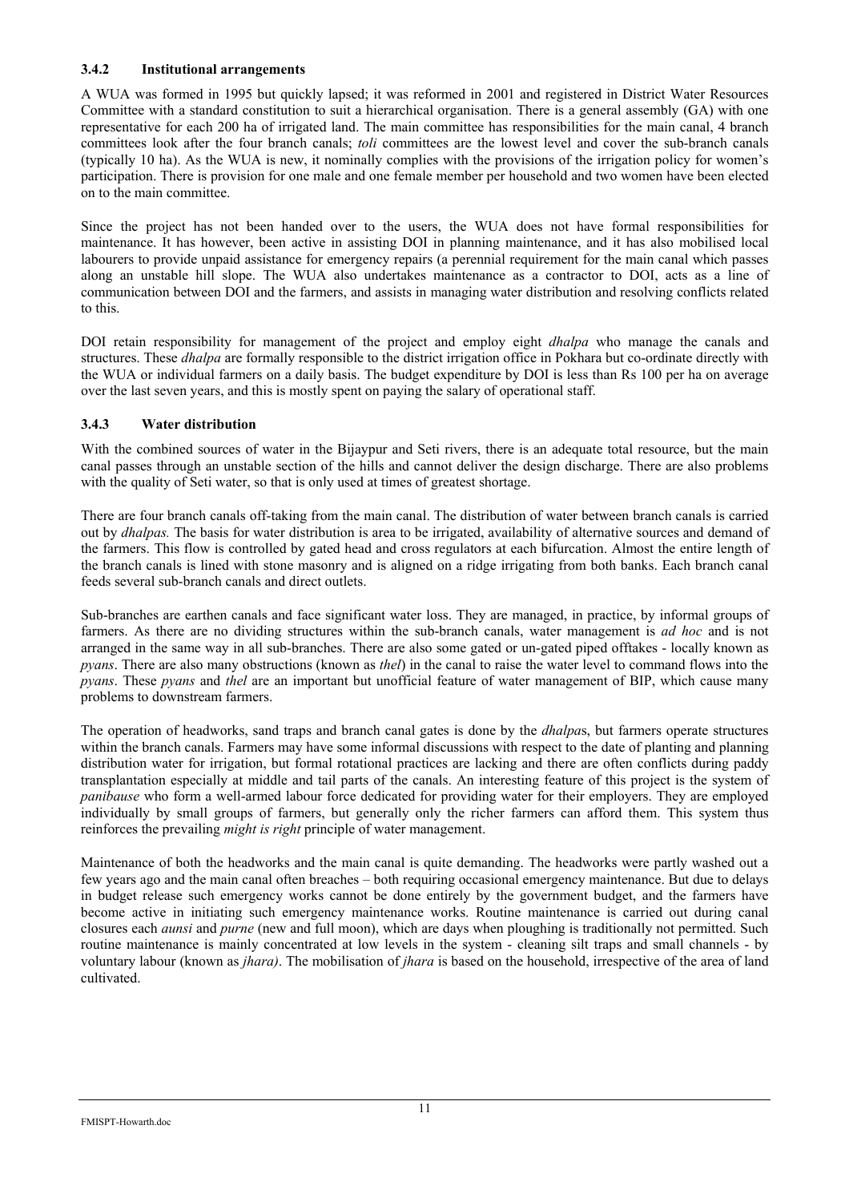### 3.4.2 Institutional arrangements

A WUA was formed in 1995 but quickly lapsed; it was reformed in 2001 and registered in District Water Resources Committee with a standard constitution to suit a hierarchical organisation. There is a general assembly (GA) with one representative for each 200 ha of irrigated land. The main committee has responsibilities for the main canal, 4 branch committees look after the four branch canals; *toli* committees are the lowest level and cover the sub-branch canals (typically 10 ha). As the WUA is new, it nominally complies with the provisions of the irrigation policy for women's participation. There is provision for one male and one female member per household and two women have been elected on to the main committee.

Since the project has not been handed over to the users, the WUA does not have formal responsibilities for maintenance. It has however, been active in assisting DOI in planning maintenance, and it has also mobilised local labourers to provide unpaid assistance for emergency repairs (a perennial requirement for the main canal which passes along an unstable hill slope. The WUA also undertakes maintenance as a contractor to DOI, acts as a line of communication between DOI and the farmers, and assists in managing water distribution and resolving conflicts related to this.

DOI retain responsibility for management of the project and employ eight *dhalpa* who manage the canals and structures. These *dhalpa* are formally responsible to the district irrigation office in Pokhara but co-ordinate directly with the WUA or individual farmers on a daily basis. The budget expenditure by DOI is less than Rs 100 per ha on average over the last seven years, and this is mostly spent on paying the salary of operational staff.

### 3.4.3 Water distribution

With the combined sources of water in the Bijaypur and Seti rivers, there is an adequate total resource, but the main canal passes through an unstable section of the hills and cannot deliver the design discharge. There are also problems with the quality of Seti water, so that is only used at times of greatest shortage.

There are four branch canals off-taking from the main canal. The distribution of water between branch canals is carried out by *dhalpas.* The basis for water distribution is area to be irrigated, availability of alternative sources and demand of the farmers. This flow is controlled by gated head and cross regulators at each bifurcation. Almost the entire length of the branch canals is lined with stone masonry and is aligned on a ridge irrigating from both banks. Each branch canal feeds several sub-branch canals and direct outlets.

Sub-branches are earthen canals and face significant water loss. They are managed, in practice, by informal groups of farmers. As there are no dividing structures within the sub-branch canals, water management is *ad hoc* and is not arranged in the same way in all sub-branches. There are also some gated or un-gated piped offtakes - locally known as *pyans*. There are also many obstructions (known as *thel*) in the canal to raise the water level to command flows into the *pyans*. These *pyans* and *thel* are an important but unofficial feature of water management of BIP, which cause many problems to downstream farmers.

The operation of headworks, sand traps and branch canal gates is done by the *dhalpa*s, but farmers operate structures within the branch canals. Farmers may have some informal discussions with respect to the date of planting and planning distribution water for irrigation, but formal rotational practices are lacking and there are often conflicts during paddy transplantation especially at middle and tail parts of the canals. An interesting feature of this project is the system of *panibause* who form a well-armed labour force dedicated for providing water for their employers. They are employed individually by small groups of farmers, but generally only the richer farmers can afford them. This system thus reinforces the prevailing *might is right* principle of water management.

Maintenance of both the headworks and the main canal is quite demanding. The headworks were partly washed out a few years ago and the main canal often breaches – both requiring occasional emergency maintenance. But due to delays in budget release such emergency works cannot be done entirely by the government budget, and the farmers have become active in initiating such emergency maintenance works. Routine maintenance is carried out during canal closures each *aunsi* and *purne* (new and full moon), which are days when ploughing is traditionally not permitted. Such routine maintenance is mainly concentrated at low levels in the system - cleaning silt traps and small channels - by voluntary labour (known as *jhara)*. The mobilisation of *jhara* is based on the household, irrespective of the area of land cultivated.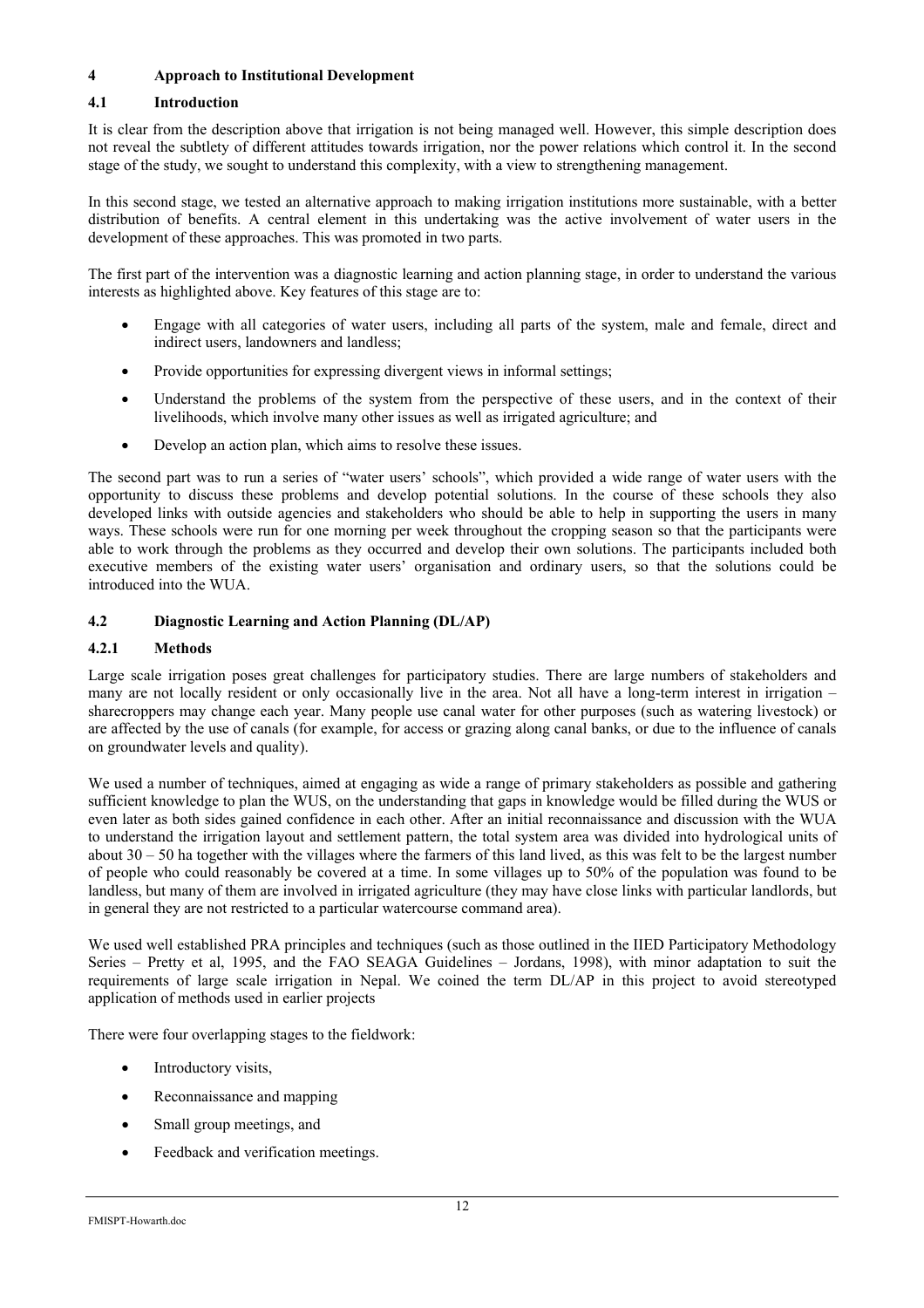# 4 Approach to Institutional Development

## 4.1 Introduction

It is clear from the description above that irrigation is not being managed well. However, this simple description does not reveal the subtlety of different attitudes towards irrigation, nor the power relations which control it. In the second stage of the study, we sought to understand this complexity, with a view to strengthening management.

In this second stage, we tested an alternative approach to making irrigation institutions more sustainable, with a better distribution of benefits. A central element in this undertaking was the active involvement of water users in the development of these approaches. This was promoted in two parts.

The first part of the intervention was a diagnostic learning and action planning stage, in order to understand the various interests as highlighted above. Key features of this stage are to:

- Engage with all categories of water users, including all parts of the system, male and female, direct and indirect users, landowners and landless;
- Provide opportunities for expressing divergent views in informal settings;
- Understand the problems of the system from the perspective of these users, and in the context of their livelihoods, which involve many other issues as well as irrigated agriculture; and
- Develop an action plan, which aims to resolve these issues.

The second part was to run a series of "water users' schools", which provided a wide range of water users with the opportunity to discuss these problems and develop potential solutions. In the course of these schools they also developed links with outside agencies and stakeholders who should be able to help in supporting the users in many ways. These schools were run for one morning per week throughout the cropping season so that the participants were able to work through the problems as they occurred and develop their own solutions. The participants included both executive members of the existing water users' organisation and ordinary users, so that the solutions could be introduced into the WUA.

## 4.2 Diagnostic Learning and Action Planning (DL/AP)

### 4.2.1 Methods

Large scale irrigation poses great challenges for participatory studies. There are large numbers of stakeholders and many are not locally resident or only occasionally live in the area. Not all have a long-term interest in irrigation – sharecroppers may change each year. Many people use canal water for other purposes (such as watering livestock) or are affected by the use of canals (for example, for access or grazing along canal banks, or due to the influence of canals on groundwater levels and quality).

We used a number of techniques, aimed at engaging as wide a range of primary stakeholders as possible and gathering sufficient knowledge to plan the WUS, on the understanding that gaps in knowledge would be filled during the WUS or even later as both sides gained confidence in each other. After an initial reconnaissance and discussion with the WUA to understand the irrigation layout and settlement pattern, the total system area was divided into hydrological units of about 30 – 50 ha together with the villages where the farmers of this land lived, as this was felt to be the largest number of people who could reasonably be covered at a time. In some villages up to 50% of the population was found to be landless, but many of them are involved in irrigated agriculture (they may have close links with particular landlords, but in general they are not restricted to a particular watercourse command area).

We used well established PRA principles and techniques (such as those outlined in the IIED Participatory Methodology Series – Pretty et al, 1995, and the FAO SEAGA Guidelines – Jordans, 1998), with minor adaptation to suit the requirements of large scale irrigation in Nepal. We coined the term DL/AP in this project to avoid stereotyped application of methods used in earlier projects

There were four overlapping stages to the fieldwork:

- Introductory visits,
- Reconnaissance and mapping
- Small group meetings, and
- Feedback and verification meetings.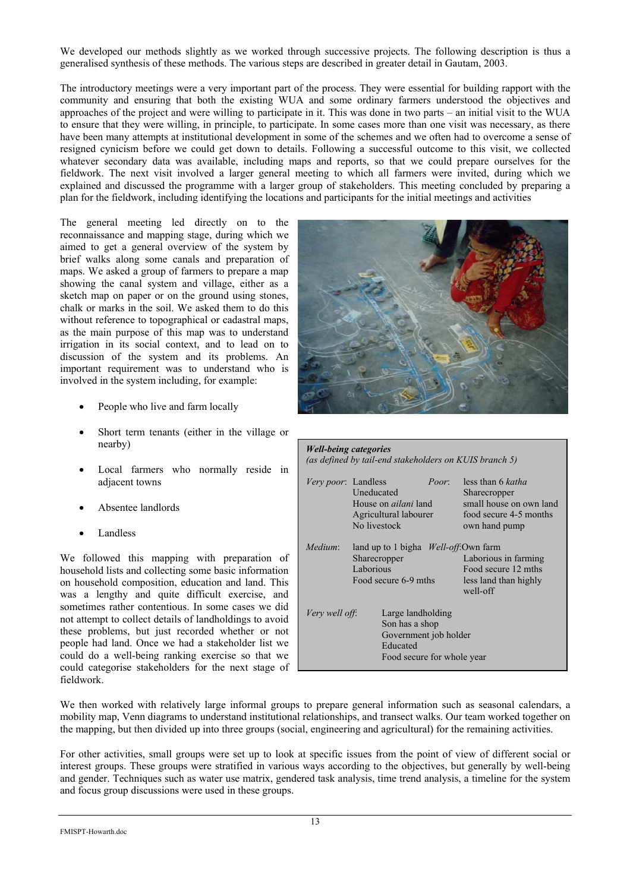We developed our methods slightly as we worked through successive projects. The following description is thus a generalised synthesis of these methods. The various steps are described in greater detail in Gautam, 2003.

The introductory meetings were a very important part of the process. They were essential for building rapport with the community and ensuring that both the existing WUA and some ordinary farmers understood the objectives and approaches of the project and were willing to participate in it. This was done in two parts – an initial visit to the WUA to ensure that they were willing, in principle, to participate. In some cases more than one visit was necessary, as there have been many attempts at institutional development in some of the schemes and we often had to overcome a sense of resigned cynicism before we could get down to details. Following a successful outcome to this visit, we collected whatever secondary data was available, including maps and reports, so that we could prepare ourselves for the fieldwork. The next visit involved a larger general meeting to which all farmers were invited, during which we explained and discussed the programme with a larger group of stakeholders. This meeting concluded by preparing a plan for the fieldwork, including identifying the locations and participants for the initial meetings and activities

The general meeting led directly on to the reconnaissance and mapping stage, during which we aimed to get a general overview of the system by brief walks along some canals and preparation of maps. We asked a group of farmers to prepare a map showing the canal system and village, either as a sketch map on paper or on the ground using stones, chalk or marks in the soil. We asked them to do this without reference to topographical or cadastral maps, as the main purpose of this map was to understand irrigation in its social context, and to lead on to discussion of the system and its problems. An important requirement was to understand who is involved in the system including, for example:

- People who live and farm locally
- Short term tenants (either in the village or nearby)
- Local farmers who normally reside in adjacent towns
- Absentee landlords
- Landless

We followed this mapping with preparation of household lists and collecting some basic information on household composition, education and land. This was a lengthy and quite difficult exercise, and sometimes rather contentious. In some cases we did not attempt to collect details of landholdings to avoid these problems, but just recorded whether or not people had land. Once we had a stakeholder list we could do a well-being ranking exercise so that we could categorise stakeholders for the next stage of fieldwork.

***Well-being categories***
*(as defined by tail-end stakeholders on KUIS branch 5)*

*Very poor*: Landless; Uneducated; House on *ailani* land; Agricultural labourer; No livestock

*Poor*: less than 6 *katha*; Sharecropper; small house on own land; food secure 4-5 months; own hand pump

*Medium*: land up to 1 bigha; Sharecropper; Laborious; Food secure 6-9 mths

*Well-off*: Own farm; Laborious in farming; Food secure 12 mths; less land than highly well-off

*Very well off*: Large landholding; Son has a shop; Government job holder; Educated; Food secure for whole year

We then worked with relatively large informal groups to prepare general information such as seasonal calendars, a mobility map, Venn diagrams to understand institutional relationships, and transect walks. Our team worked together on the mapping, but then divided up into three groups (social, engineering and agricultural) for the remaining activities.

For other activities, small groups were set up to look at specific issues from the point of view of different social or interest groups. These groups were stratified in various ways according to the objectives, but generally by well-being and gender. Techniques such as water use matrix, gendered task analysis, time trend analysis, a timeline for the system and focus group discussions were used in these groups.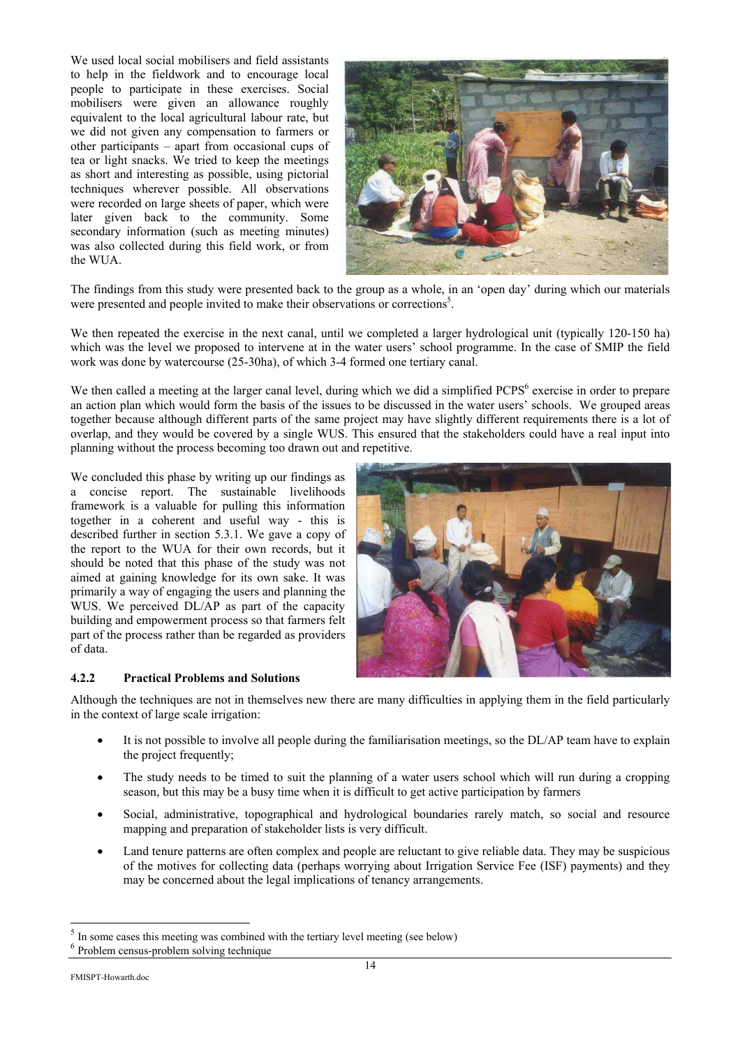We used local social mobilisers and field assistants to help in the fieldwork and to encourage local people to participate in these exercises. Social mobilisers were given an allowance roughly equivalent to the local agricultural labour rate, but we did not given any compensation to farmers or other participants – apart from occasional cups of tea or light snacks. We tried to keep the meetings as short and interesting as possible, using pictorial techniques wherever possible. All observations were recorded on large sheets of paper, which were later given back to the community. Some secondary information (such as meeting minutes) was also collected during this field work, or from the WUA.

The findings from this study were presented back to the group as a whole, in an 'open day' during which our materials were presented and people invited to make their observations or corrections[5].

We then repeated the exercise in the next canal, until we completed a larger hydrological unit (typically 120-150 ha) which was the level we proposed to intervene at in the water users' school programme. In the case of SMIP the field work was done by watercourse (25-30ha), of which 3-4 formed one tertiary canal.

We then called a meeting at the larger canal level, during which we did a simplified PCPS[6] exercise in order to prepare an action plan which would form the basis of the issues to be discussed in the water users' schools. We grouped areas together because although different parts of the same project may have slightly different requirements there is a lot of overlap, and they would be covered by a single WUS. This ensured that the stakeholders could have a real input into planning without the process becoming too drawn out and repetitive.

We concluded this phase by writing up our findings as a concise report. The sustainable livelihoods framework is a valuable for pulling this information together in a coherent and useful way - this is described further in section 5.3.1. We gave a copy of the report to the WUA for their own records, but it should be noted that this phase of the study was not aimed at gaining knowledge for its own sake. It was primarily a way of engaging the users and planning the WUS. We perceived DL/AP as part of the capacity building and empowerment process so that farmers felt part of the process rather than be regarded as providers of data.

### 4.2.2 Practical Problems and Solutions

Although the techniques are not in themselves new there are many difficulties in applying them in the field particularly in the context of large scale irrigation:

- It is not possible to involve all people during the familiarisation meetings, so the DL/AP team have to explain the project frequently;
- The study needs to be timed to suit the planning of a water users school which will run during a cropping season, but this may be a busy time when it is difficult to get active participation by farmers
- Social, administrative, topographical and hydrological boundaries rarely match, so social and resource mapping and preparation of stakeholder lists is very difficult.
- Land tenure patterns are often complex and people are reluctant to give reliable data. They may be suspicious of the motives for collecting data (perhaps worrying about Irrigation Service Fee (ISF) payments) and they may be concerned about the legal implications of tenancy arrangements.

---

[5] In some cases this meeting was combined with the tertiary level meeting (see below)

[6] Problem census-problem solving technique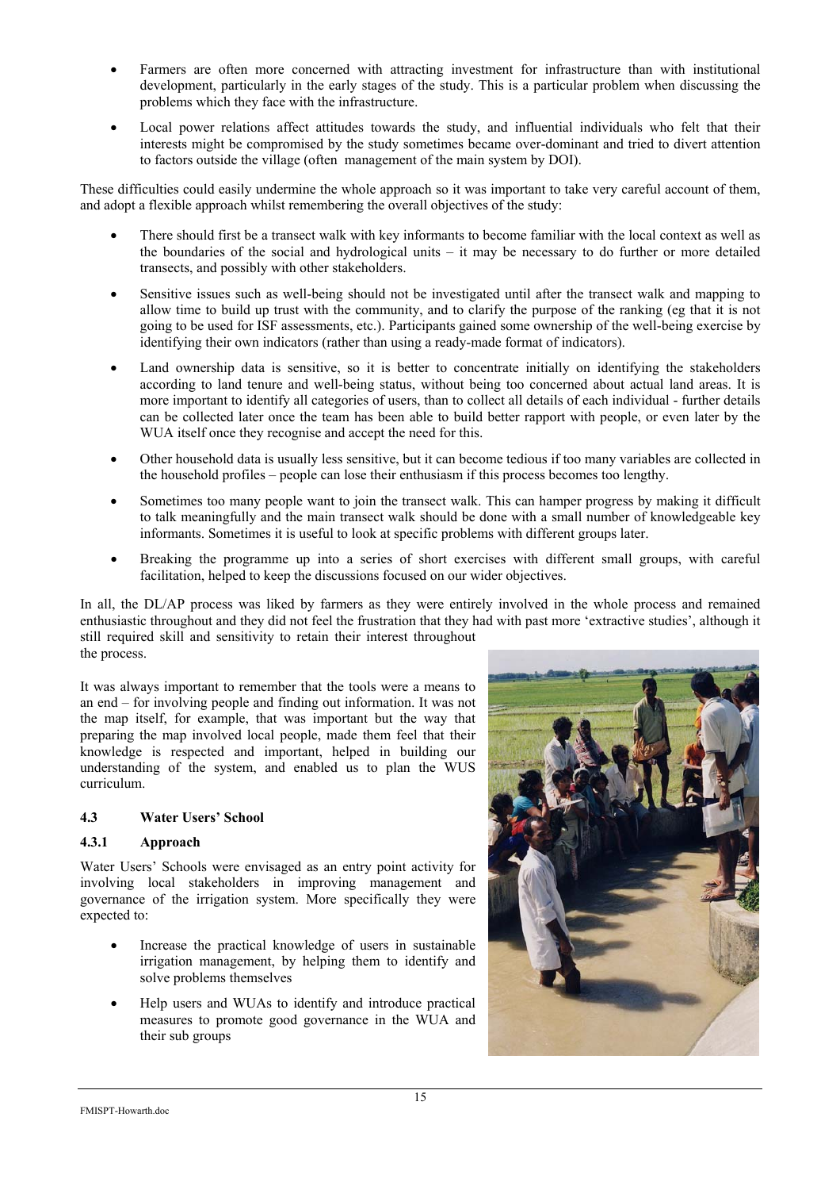- Farmers are often more concerned with attracting investment for infrastructure than with institutional development, particularly in the early stages of the study. This is a particular problem when discussing the problems which they face with the infrastructure.
- Local power relations affect attitudes towards the study, and influential individuals who felt that their interests might be compromised by the study sometimes became over-dominant and tried to divert attention to factors outside the village (often management of the main system by DOI).

These difficulties could easily undermine the whole approach so it was important to take very careful account of them, and adopt a flexible approach whilst remembering the overall objectives of the study:

- There should first be a transect walk with key informants to become familiar with the local context as well as the boundaries of the social and hydrological units – it may be necessary to do further or more detailed transects, and possibly with other stakeholders.
- Sensitive issues such as well-being should not be investigated until after the transect walk and mapping to allow time to build up trust with the community, and to clarify the purpose of the ranking (eg that it is not going to be used for ISF assessments, etc.). Participants gained some ownership of the well-being exercise by identifying their own indicators (rather than using a ready-made format of indicators).
- Land ownership data is sensitive, so it is better to concentrate initially on identifying the stakeholders according to land tenure and well-being status, without being too concerned about actual land areas. It is more important to identify all categories of users, than to collect all details of each individual - further details can be collected later once the team has been able to build better rapport with people, or even later by the WUA itself once they recognise and accept the need for this.
- Other household data is usually less sensitive, but it can become tedious if too many variables are collected in the household profiles – people can lose their enthusiasm if this process becomes too lengthy.
- Sometimes too many people want to join the transect walk. This can hamper progress by making it difficult to talk meaningfully and the main transect walk should be done with a small number of knowledgeable key informants. Sometimes it is useful to look at specific problems with different groups later.
- Breaking the programme up into a series of short exercises with different small groups, with careful facilitation, helped to keep the discussions focused on our wider objectives.

In all, the DL/AP process was liked by farmers as they were entirely involved in the whole process and remained enthusiastic throughout and they did not feel the frustration that they had with past more 'extractive studies', although it still required skill and sensitivity to retain their interest throughout the process.

It was always important to remember that the tools were a means to an end – for involving people and finding out information. It was not the map itself, for example, that was important but the way that preparing the map involved local people, made them feel that their knowledge is respected and important, helped in building our understanding of the system, and enabled us to plan the WUS curriculum.

### 4.3 Water Users' School

#### 4.3.1 Approach

Water Users' Schools were envisaged as an entry point activity for involving local stakeholders in improving management and governance of the irrigation system. More specifically they were expected to:

- Increase the practical knowledge of users in sustainable irrigation management, by helping them to identify and solve problems themselves
- Help users and WUAs to identify and introduce practical measures to promote good governance in the WUA and their sub groups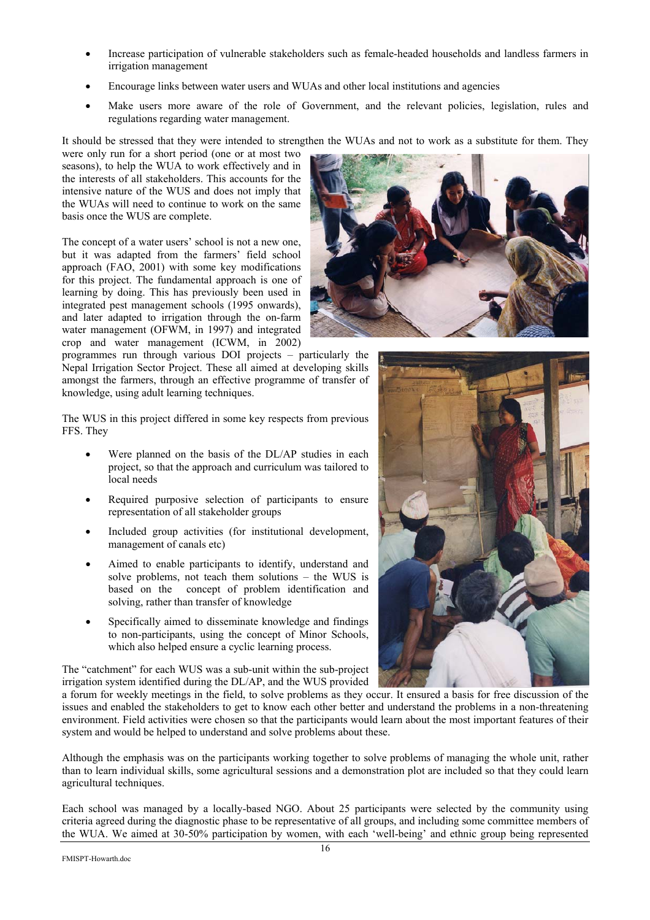- Increase participation of vulnerable stakeholders such as female-headed households and landless farmers in irrigation management
- Encourage links between water users and WUAs and other local institutions and agencies
- Make users more aware of the role of Government, and the relevant policies, legislation, rules and regulations regarding water management.

It should be stressed that they were intended to strengthen the WUAs and not to work as a substitute for them. They were only run for a short period (one or at most two seasons), to help the WUA to work effectively and in the interests of all stakeholders. This accounts for the intensive nature of the WUS and does not imply that the WUAs will need to continue to work on the same basis once the WUS are complete.

The concept of a water users' school is not a new one, but it was adapted from the farmers' field school approach (FAO, 2001) with some key modifications for this project. The fundamental approach is one of learning by doing. This has previously been used in integrated pest management schools (1995 onwards), and later adapted to irrigation through the on-farm water management (OFWM, in 1997) and integrated crop and water management (ICWM, in 2002) programmes run through various DOI projects – particularly the Nepal Irrigation Sector Project. These all aimed at developing skills amongst the farmers, through an effective programme of transfer of knowledge, using adult learning techniques.

The WUS in this project differed in some key respects from previous FFS. They

- Were planned on the basis of the DL/AP studies in each project, so that the approach and curriculum was tailored to local needs
- Required purposive selection of participants to ensure representation of all stakeholder groups
- Included group activities (for institutional development, management of canals etc)
- Aimed to enable participants to identify, understand and solve problems, not teach them solutions – the WUS is based on the concept of problem identification and solving, rather than transfer of knowledge
- Specifically aimed to disseminate knowledge and findings to non-participants, using the concept of Minor Schools, which also helped ensure a cyclic learning process.

The "catchment" for each WUS was a sub-unit within the sub-project irrigation system identified during the DL/AP, and the WUS provided a forum for weekly meetings in the field, to solve problems as they occur. It ensured a basis for free discussion of the issues and enabled the stakeholders to get to know each other better and understand the problems in a non-threatening environment. Field activities were chosen so that the participants would learn about the most important features of their system and would be helped to understand and solve problems about these.

Although the emphasis was on the participants working together to solve problems of managing the whole unit, rather than to learn individual skills, some agricultural sessions and a demonstration plot are included so that they could learn agricultural techniques.

Each school was managed by a locally-based NGO. About 25 participants were selected by the community using criteria agreed during the diagnostic phase to be representative of all groups, and including some committee members of the WUA. We aimed at 30-50% participation by women, with each 'well-being' and ethnic group being represented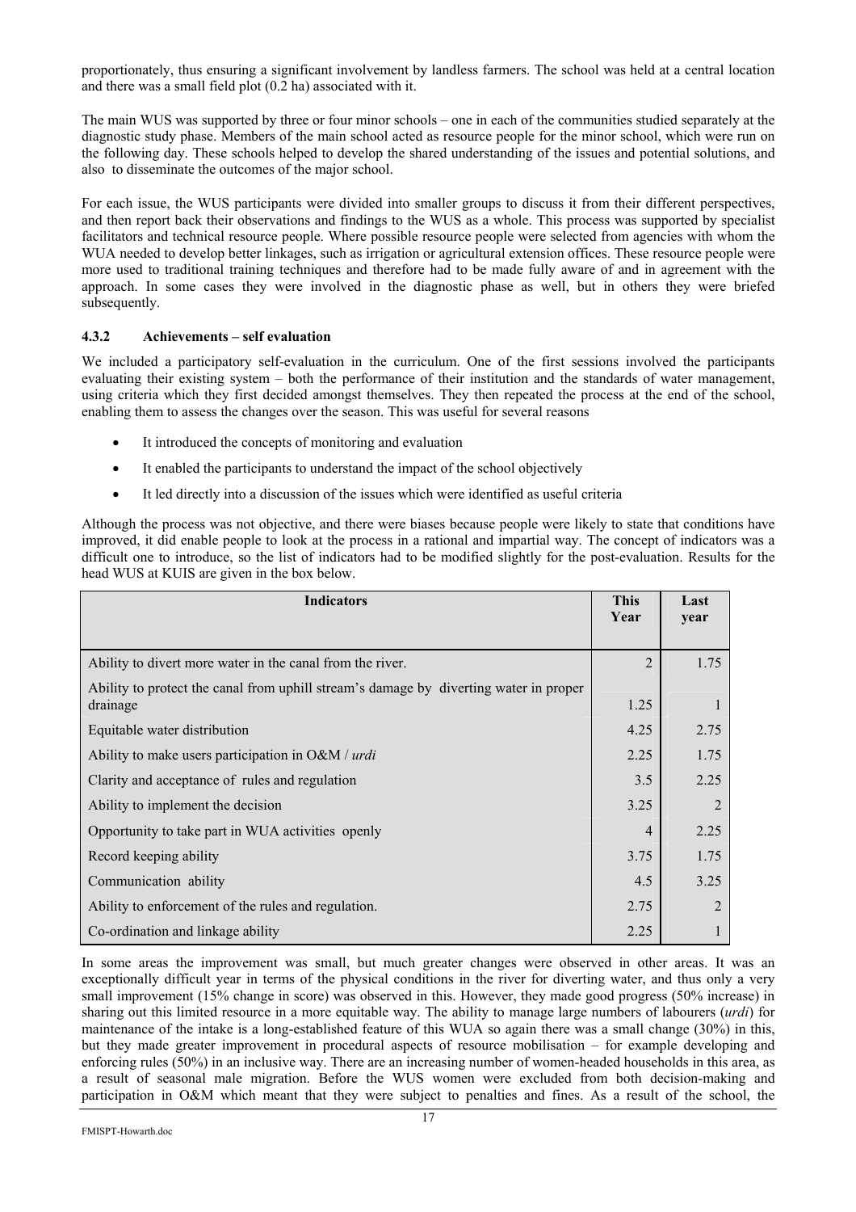proportionately, thus ensuring a significant involvement by landless farmers. The school was held at a central location and there was a small field plot (0.2 ha) associated with it.

The main WUS was supported by three or four minor schools – one in each of the communities studied separately at the diagnostic study phase. Members of the main school acted as resource people for the minor school, which were run on the following day. These schools helped to develop the shared understanding of the issues and potential solutions, and also to disseminate the outcomes of the major school.

For each issue, the WUS participants were divided into smaller groups to discuss it from their different perspectives, and then report back their observations and findings to the WUS as a whole. This process was supported by specialist facilitators and technical resource people. Where possible resource people were selected from agencies with whom the WUA needed to develop better linkages, such as irrigation or agricultural extension offices. These resource people were more used to traditional training techniques and therefore had to be made fully aware of and in agreement with the approach. In some cases they were involved in the diagnostic phase as well, but in others they were briefed subsequently.

### 4.3.2 Achievements – self evaluation

We included a participatory self-evaluation in the curriculum. One of the first sessions involved the participants evaluating their existing system – both the performance of their institution and the standards of water management, using criteria which they first decided amongst themselves. They then repeated the process at the end of the school, enabling them to assess the changes over the season. This was useful for several reasons

- It introduced the concepts of monitoring and evaluation
- It enabled the participants to understand the impact of the school objectively
- It led directly into a discussion of the issues which were identified as useful criteria

Although the process was not objective, and there were biases because people were likely to state that conditions have improved, it did enable people to look at the process in a rational and impartial way. The concept of indicators was a difficult one to introduce, so the list of indicators had to be modified slightly for the post-evaluation. Results for the head WUS at KUIS are given in the box below.

| Indicators | This Year | Last year |
|---|---|---|
| Ability to divert more water in the canal from the river. | 2 | 1.75 |
| Ability to protect the canal from uphill stream's damage by diverting water in proper drainage | 1.25 | 1 |
| Equitable water distribution | 4.25 | 2.75 |
| Ability to make users participation in O&M / *urdi* | 2.25 | 1.75 |
| Clarity and acceptance of rules and regulation | 3.5 | 2.25 |
| Ability to implement the decision | 3.25 | 2 |
| Opportunity to take part in WUA activities openly | 4 | 2.25 |
| Record keeping ability | 3.75 | 1.75 |
| Communication ability | 4.5 | 3.25 |
| Ability to enforcement of the rules and regulation. | 2.75 | 2 |
| Co-ordination and linkage ability | 2.25 | 1 |

In some areas the improvement was small, but much greater changes were observed in other areas. It was an exceptionally difficult year in terms of the physical conditions in the river for diverting water, and thus only a very small improvement (15% change in score) was observed in this. However, they made good progress (50% increase) in sharing out this limited resource in a more equitable way. The ability to manage large numbers of labourers (*urdi*) for maintenance of the intake is a long-established feature of this WUA so again there was a small change (30%) in this, but they made greater improvement in procedural aspects of resource mobilisation – for example developing and enforcing rules (50%) in an inclusive way. There are an increasing number of women-headed households in this area, as a result of seasonal male migration. Before the WUS women were excluded from both decision-making and participation in O&M which meant that they were subject to penalties and fines. As a result of the school, the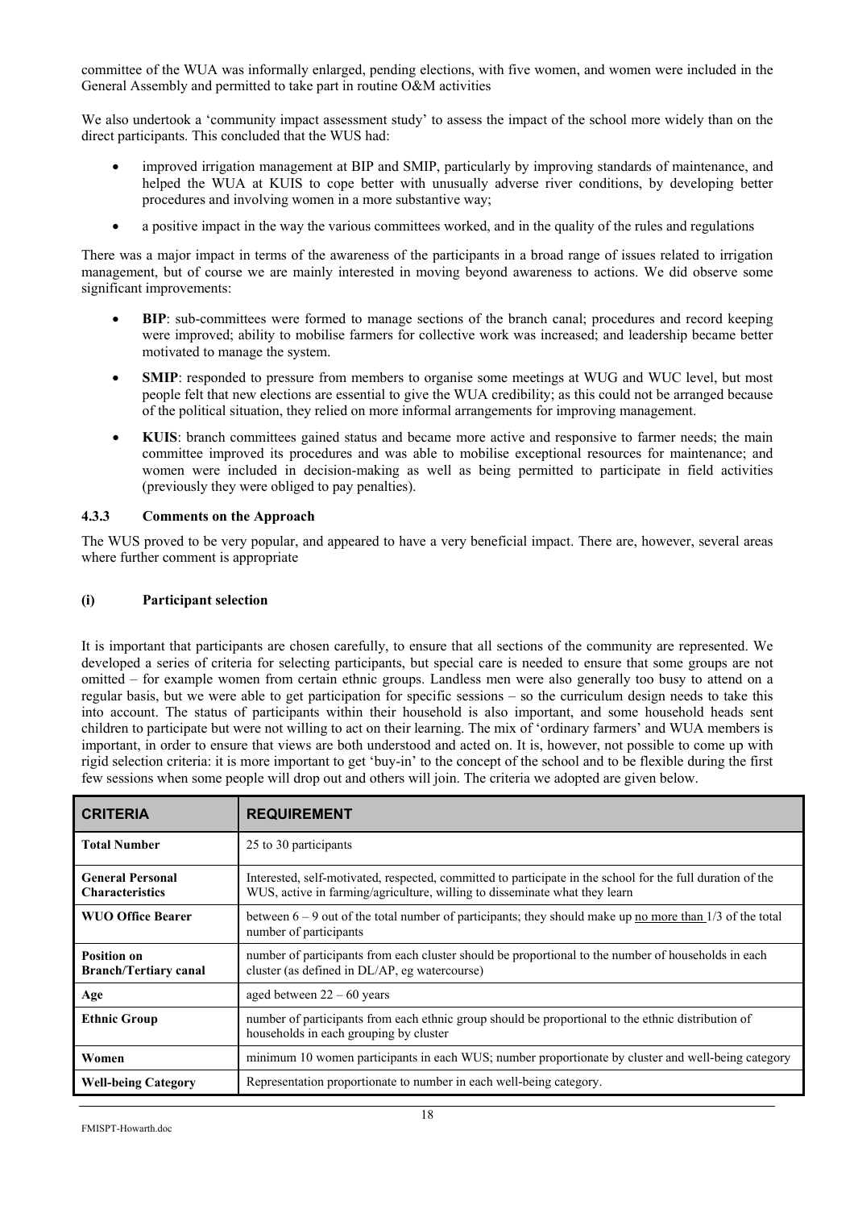committee of the WUA was informally enlarged, pending elections, with five women, and women were included in the General Assembly and permitted to take part in routine O&M activities

We also undertook a 'community impact assessment study' to assess the impact of the school more widely than on the direct participants. This concluded that the WUS had:

- improved irrigation management at BIP and SMIP, particularly by improving standards of maintenance, and helped the WUA at KUIS to cope better with unusually adverse river conditions, by developing better procedures and involving women in a more substantive way;
- a positive impact in the way the various committees worked, and in the quality of the rules and regulations

There was a major impact in terms of the awareness of the participants in a broad range of issues related to irrigation management, but of course we are mainly interested in moving beyond awareness to actions. We did observe some significant improvements:

- **BIP**: sub-committees were formed to manage sections of the branch canal; procedures and record keeping were improved; ability to mobilise farmers for collective work was increased; and leadership became better motivated to manage the system.
- **SMIP**: responded to pressure from members to organise some meetings at WUG and WUC level, but most people felt that new elections are essential to give the WUA credibility; as this could not be arranged because of the political situation, they relied on more informal arrangements for improving management.
- **KUIS**: branch committees gained status and became more active and responsive to farmer needs; the main committee improved its procedures and was able to mobilise exceptional resources for maintenance; and women were included in decision-making as well as being permitted to participate in field activities (previously they were obliged to pay penalties).

#### 4.3.3 Comments on the Approach

The WUS proved to be very popular, and appeared to have a very beneficial impact. There are, however, several areas where further comment is appropriate

##### (i) Participant selection

It is important that participants are chosen carefully, to ensure that all sections of the community are represented. We developed a series of criteria for selecting participants, but special care is needed to ensure that some groups are not omitted – for example women from certain ethnic groups. Landless men were also generally too busy to attend on a regular basis, but we were able to get participation for specific sessions – so the curriculum design needs to take this into account. The status of participants within their household is also important, and some household heads sent children to participate but were not willing to act on their learning. The mix of 'ordinary farmers' and WUA members is important, in order to ensure that views are both understood and acted on. It is, however, not possible to come up with rigid selection criteria: it is more important to get 'buy-in' to the concept of the school and to be flexible during the first few sessions when some people will drop out and others will join. The criteria we adopted are given below.

| CRITERIA | REQUIREMENT |
|---|---|
| **Total Number** | 25 to 30 participants |
| **General Personal Characteristics** | Interested, self-motivated, respected, committed to participate in the school for the full duration of the WUS, active in farming/agriculture, willing to disseminate what they learn |
| **WUO Office Bearer** | between 6 – 9 out of the total number of participants; they should make up no more than 1/3 of the total number of participants |
| **Position on Branch/Tertiary canal** | number of participants from each cluster should be proportional to the number of households in each cluster (as defined in DL/AP, eg watercourse) |
| **Age** | aged between 22 – 60 years |
| **Ethnic Group** | number of participants from each ethnic group should be proportional to the ethnic distribution of households in each grouping by cluster |
| **Women** | minimum 10 women participants in each WUS; number proportionate by cluster and well-being category |
| **Well-being Category** | Representation proportionate to number in each well-being category. |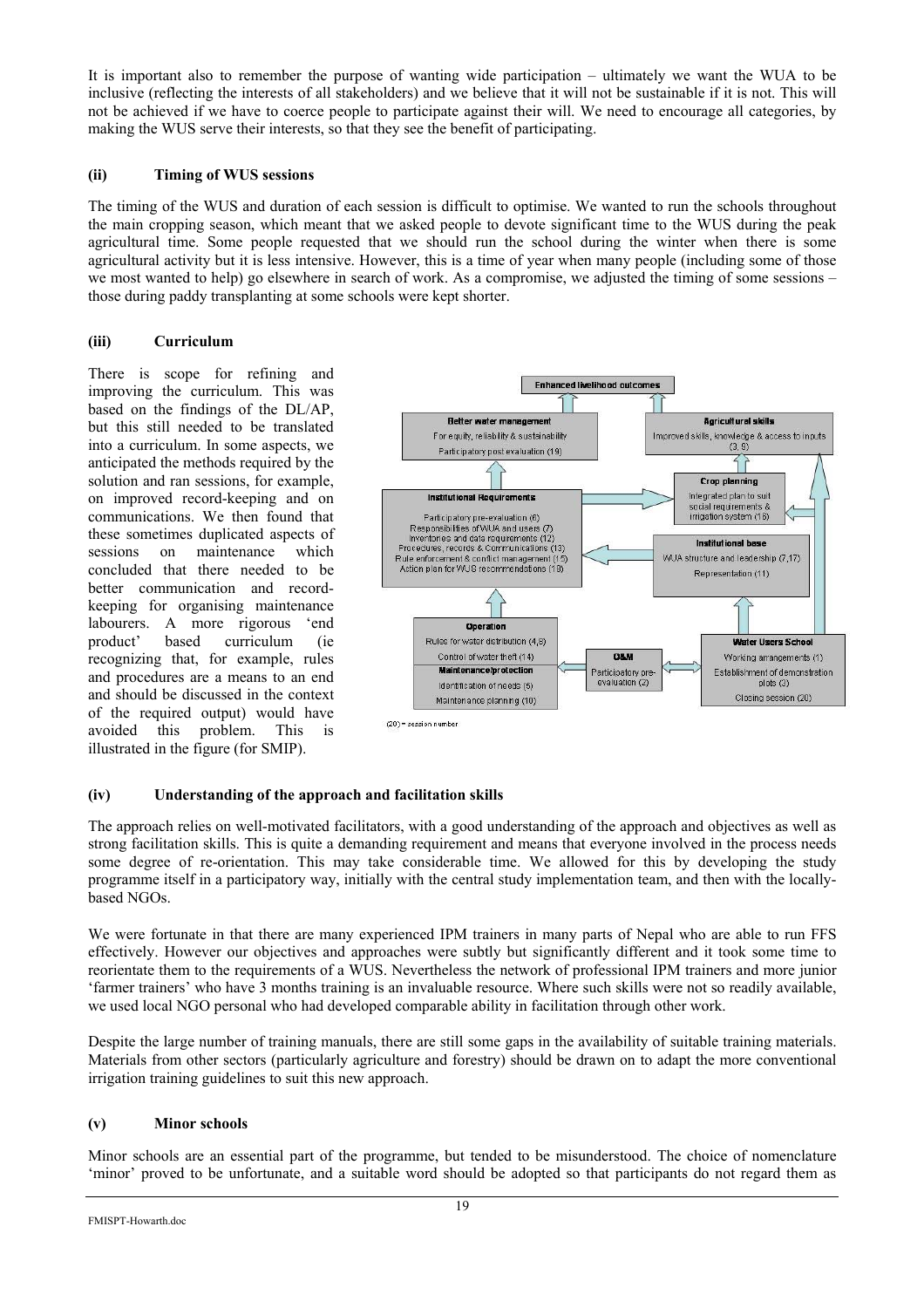It is important also to remember the purpose of wanting wide participation – ultimately we want the WUA to be inclusive (reflecting the interests of all stakeholders) and we believe that it will not be sustainable if it is not. This will not be achieved if we have to coerce people to participate against their will. We need to encourage all categories, by making the WUS serve their interests, so that they see the benefit of participating.

#### (ii) Timing of WUS sessions

The timing of the WUS and duration of each session is difficult to optimise. We wanted to run the schools throughout the main cropping season, which meant that we asked people to devote significant time to the WUS during the peak agricultural time. Some people requested that we should run the school during the winter when there is some agricultural activity but it is less intensive. However, this is a time of year when many people (including some of those we most wanted to help) go elsewhere in search of work. As a compromise, we adjusted the timing of some sessions – those during paddy transplanting at some schools were kept shorter.

#### (iii) Curriculum

There is scope for refining and improving the curriculum. This was based on the findings of the DL/AP, but this still needed to be translated into a curriculum. In some aspects, we anticipated the methods required by the solution and ran sessions, for example, on improved record-keeping and on communications. We then found that these sometimes duplicated aspects of sessions on maintenance which concluded that there needed to be better communication and record-keeping for organising maintenance labourers. A more rigorous 'end product' based curriculum (ie recognizing that, for example, rules and procedures are a means to an end and should be discussed in the context of the required output) would have avoided this problem. This is illustrated in the figure (for SMIP).

Enhanced livelihood outcomes

**Better water management**
For equity, reliability & sustainability
Participatory post evaluation (19)

**Agricultural skills**
Improved skills, knowledge & access to inputs (3, 9)

**Crop planning**
Integrated plan to suit social requirements & irrigation system (16)

**Institutional Requirements**
Participatory pre-evaluation (6)
Responsibilities of WUA and users (7)
Inventories and data requirements (12)
Procedures, records & Communications (13)
Rule enforcement & conflict management (15)
Action plan for WUS recommendations (18)

**Institutional base**
WUA structure and leadership (7,17)
Representation (11)

**Operation**
Rules for water distribution (4,8)
Control of water theft (14)

**Maintenance/protection**
Identification of needs (5)
Maintenance planning (10)

**O&M**
Participatory pre-evaluation (2)

**Water Users School**
Working arrangements (1)
Establishment of demonstration plots (3)
Closing session (20)

(20) = session number

#### (iv) Understanding of the approach and facilitation skills

The approach relies on well-motivated facilitators, with a good understanding of the approach and objectives as well as strong facilitation skills. This is quite a demanding requirement and means that everyone involved in the process needs some degree of re-orientation. This may take considerable time. We allowed for this by developing the study programme itself in a participatory way, initially with the central study implementation team, and then with the locally-based NGOs.

We were fortunate in that there are many experienced IPM trainers in many parts of Nepal who are able to run FFS effectively. However our objectives and approaches were subtly but significantly different and it took some time to reorientate them to the requirements of a WUS. Nevertheless the network of professional IPM trainers and more junior 'farmer trainers' who have 3 months training is an invaluable resource. Where such skills were not so readily available, we used local NGO personal who had developed comparable ability in facilitation through other work.

Despite the large number of training manuals, there are still some gaps in the availability of suitable training materials. Materials from other sectors (particularly agriculture and forestry) should be drawn on to adapt the more conventional irrigation training guidelines to suit this new approach.

#### (v) Minor schools

Minor schools are an essential part of the programme, but tended to be misunderstood. The choice of nomenclature 'minor' proved to be unfortunate, and a suitable word should be adopted so that participants do not regard them as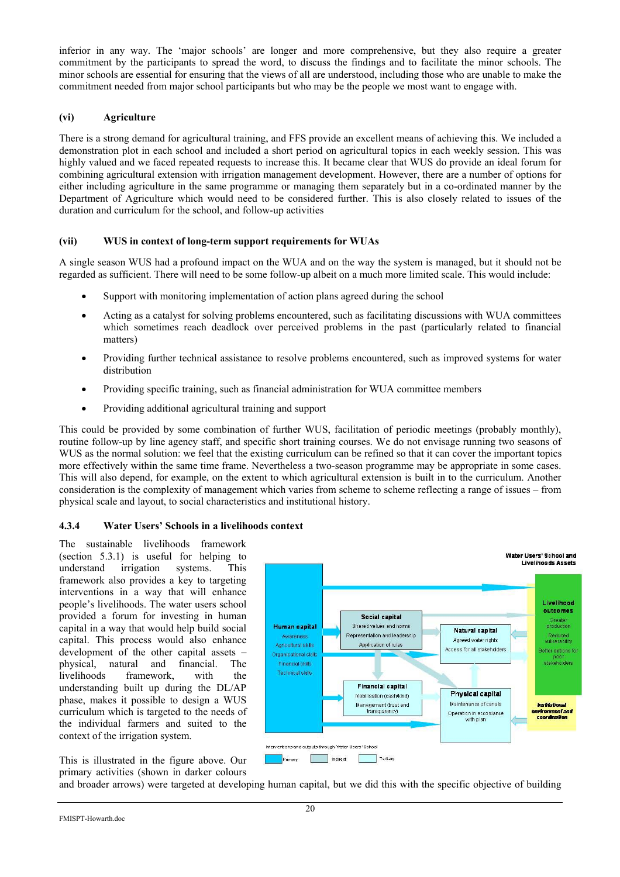inferior in any way. The 'major schools' are longer and more comprehensive, but they also require a greater commitment by the participants to spread the word, to discuss the findings and to facilitate the minor schools. The minor schools are essential for ensuring that the views of all are understood, including those who are unable to make the commitment needed from major school participants but who may be the people we most want to engage with.

#### (vi) Agriculture

There is a strong demand for agricultural training, and FFS provide an excellent means of achieving this. We included a demonstration plot in each school and included a short period on agricultural topics in each weekly session. This was highly valued and we faced repeated requests to increase this. It became clear that WUS do provide an ideal forum for combining agricultural extension with irrigation management development. However, there are a number of options for either including agriculture in the same programme or managing them separately but in a co-ordinated manner by the Department of Agriculture which would need to be considered further. This is also closely related to issues of the duration and curriculum for the school, and follow-up activities

#### (vii) WUS in context of long-term support requirements for WUAs

A single season WUS had a profound impact on the WUA and on the way the system is managed, but it should not be regarded as sufficient. There will need to be some follow-up albeit on a much more limited scale. This would include:

- Support with monitoring implementation of action plans agreed during the school
- Acting as a catalyst for solving problems encountered, such as facilitating discussions with WUA committees which sometimes reach deadlock over perceived problems in the past (particularly related to financial matters)
- Providing further technical assistance to resolve problems encountered, such as improved systems for water distribution
- Providing specific training, such as financial administration for WUA committee members
- Providing additional agricultural training and support

This could be provided by some combination of further WUS, facilitation of periodic meetings (probably monthly), routine follow-up by line agency staff, and specific short training courses. We do not envisage running two seasons of WUS as the normal solution: we feel that the existing curriculum can be refined so that it can cover the important topics more effectively within the same time frame. Nevertheless a two-season programme may be appropriate in some cases. This will also depend, for example, on the extent to which agricultural extension is built in to the curriculum. Another consideration is the complexity of management which varies from scheme to scheme reflecting a range of issues – from physical scale and layout, to social characteristics and institutional history.

### 4.3.4 Water Users' Schools in a livelihoods context

The sustainable livelihoods framework (section 5.3.1) is useful for helping to understand irrigation systems. This framework also provides a key to targeting interventions in a way that will enhance people's livelihoods. The water users school provided a forum for investing in human capital in a way that would help build social capital. This process would also enhance development of the other capital assets – physical, natural and financial. The livelihoods framework, with the understanding built up during the DL/AP phase, makes it possible to design a WUS curriculum which is targeted to the needs of the individual farmers and suited to the context of the irrigation system.

Water Users' School and Livelihoods Assets

| Box | Contents |
|---|---|
| Human capital | Awareness; Agricultural skills; Organisational skills; Financial skills; Technical skills |
| Social capital | Shared values and norms; Representation and leadership; Application of rules |
| Natural capital | Agreed water rights; Access for all stakeholders |
| Financial capital | Mobilisation (cash/kind); Management (trust and transparency) |
| Physical capital | Maintenance of canals; Operation in accordance with plan |
| Livelihood outcomes | Greater production; Reduced vulnerability; Better options for poor stakeholders |
| Institutional environment and coordination | |

Interventions and outputs through Water Users' School: Primary; Indirect; Tertiary

This is illustrated in the figure above. Our primary activities (shown in darker colours and broader arrows) were targeted at developing human capital, but we did this with the specific objective of building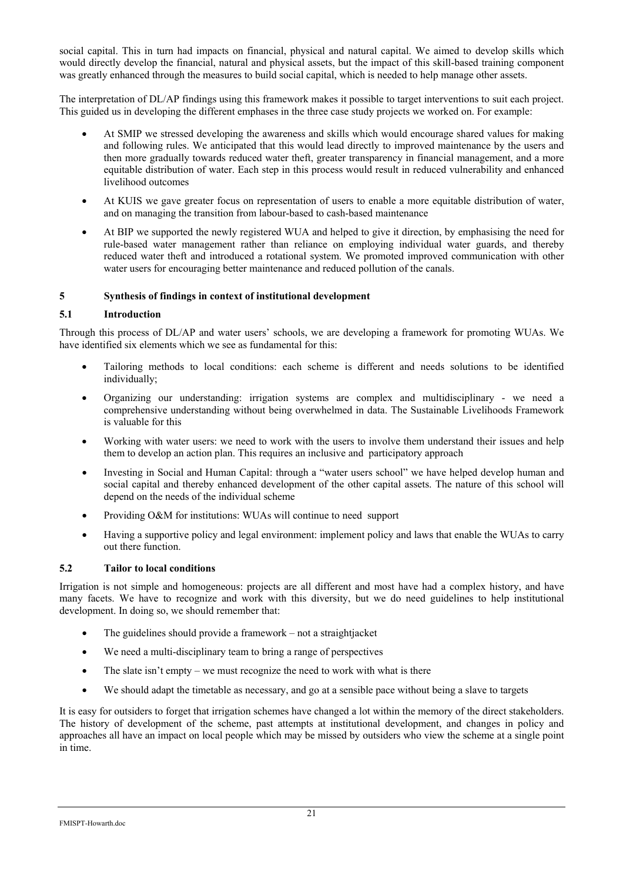social capital. This in turn had impacts on financial, physical and natural capital. We aimed to develop skills which would directly develop the financial, natural and physical assets, but the impact of this skill-based training component was greatly enhanced through the measures to build social capital, which is needed to help manage other assets.

The interpretation of DL/AP findings using this framework makes it possible to target interventions to suit each project. This guided us in developing the different emphases in the three case study projects we worked on. For example:

- At SMIP we stressed developing the awareness and skills which would encourage shared values for making and following rules. We anticipated that this would lead directly to improved maintenance by the users and then more gradually towards reduced water theft, greater transparency in financial management, and a more equitable distribution of water. Each step in this process would result in reduced vulnerability and enhanced livelihood outcomes
- At KUIS we gave greater focus on representation of users to enable a more equitable distribution of water, and on managing the transition from labour-based to cash-based maintenance
- At BIP we supported the newly registered WUA and helped to give it direction, by emphasising the need for rule-based water management rather than reliance on employing individual water guards, and thereby reduced water theft and introduced a rotational system. We promoted improved communication with other water users for encouraging better maintenance and reduced pollution of the canals.

## 5 Synthesis of findings in context of institutional development

### 5.1 Introduction

Through this process of DL/AP and water users' schools, we are developing a framework for promoting WUAs. We have identified six elements which we see as fundamental for this:

- Tailoring methods to local conditions: each scheme is different and needs solutions to be identified individually;
- Organizing our understanding: irrigation systems are complex and multidisciplinary - we need a comprehensive understanding without being overwhelmed in data. The Sustainable Livelihoods Framework is valuable for this
- Working with water users: we need to work with the users to involve them understand their issues and help them to develop an action plan. This requires an inclusive and participatory approach
- Investing in Social and Human Capital: through a "water users school" we have helped develop human and social capital and thereby enhanced development of the other capital assets. The nature of this school will depend on the needs of the individual scheme
- Providing O&M for institutions: WUAs will continue to need support
- Having a supportive policy and legal environment: implement policy and laws that enable the WUAs to carry out there function.

### 5.2 Tailor to local conditions

Irrigation is not simple and homogeneous: projects are all different and most have had a complex history, and have many facets. We have to recognize and work with this diversity, but we do need guidelines to help institutional development. In doing so, we should remember that:

- The guidelines should provide a framework – not a straightjacket
- We need a multi-disciplinary team to bring a range of perspectives
- The slate isn't empty – we must recognize the need to work with what is there
- We should adapt the timetable as necessary, and go at a sensible pace without being a slave to targets

It is easy for outsiders to forget that irrigation schemes have changed a lot within the memory of the direct stakeholders. The history of development of the scheme, past attempts at institutional development, and changes in policy and approaches all have an impact on local people which may be missed by outsiders who view the scheme at a single point in time.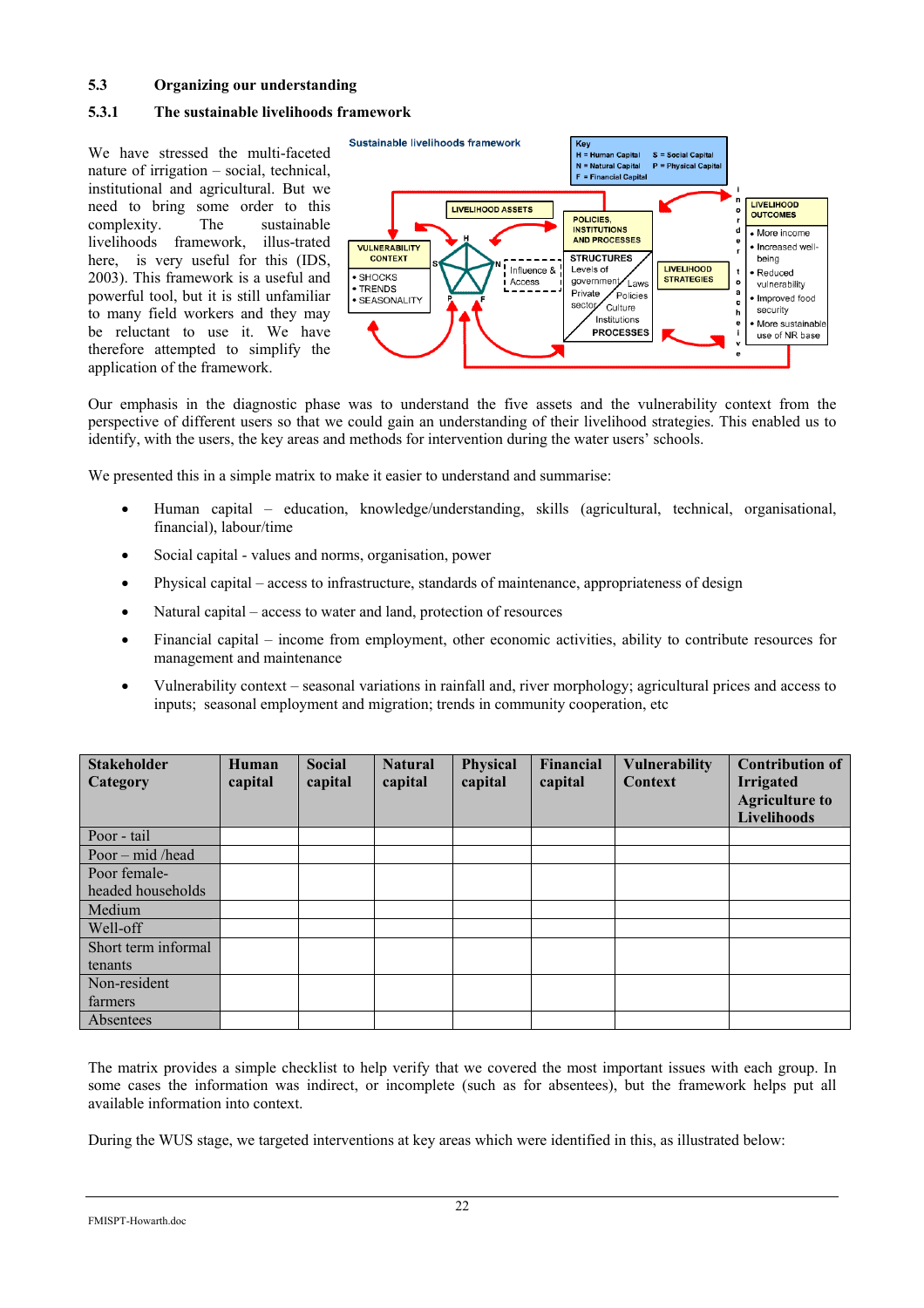### 5.3 Organizing our understanding

#### 5.3.1 The sustainable livelihoods framework

We have stressed the multi-faceted nature of irrigation – social, technical, institutional and agricultural. But we need to bring some order to this complexity. The sustainable livelihoods framework, illus-trated here, is very useful for this (IDS, 2003). This framework is a useful and powerful tool, but it is still unfamiliar to many field workers and they may be reluctant to use it. We have therefore attempted to simplify the application of the framework.

Sustainable livelihoods framework

Key
H = Human Capital S = Social Capital
N = Natural Capital P = Physical Capital
F = Financial Capital

VULNERABILITY CONTEXT
- SHOCKS
- TRENDS
- SEASONALITY

LIVELIHOOD ASSETS

POLICIES, INSTITUTIONS AND PROCESSES
STRUCTURES: Levels of government, Private sector
Laws, Policies, Culture, Institutions
PROCESSES

Influence & Access

LIVELIHOOD STRATEGIES

in order to achieve

LIVELIHOOD OUTCOMES
- More income
- Increased well-being
- Reduced vulnerability
- Improved food security
- More sustainable use of NR base

Our emphasis in the diagnostic phase was to understand the five assets and the vulnerability context from the perspective of different users so that we could gain an understanding of their livelihood strategies. This enabled us to identify, with the users, the key areas and methods for intervention during the water users' schools.

We presented this in a simple matrix to make it easier to understand and summarise:

- Human capital – education, knowledge/understanding, skills (agricultural, technical, organisational, financial), labour/time
- Social capital - values and norms, organisation, power
- Physical capital – access to infrastructure, standards of maintenance, appropriateness of design
- Natural capital – access to water and land, protection of resources
- Financial capital – income from employment, other economic activities, ability to contribute resources for management and maintenance
- Vulnerability context – seasonal variations in rainfall and, river morphology; agricultural prices and access to inputs; seasonal employment and migration; trends in community cooperation, etc

| Stakeholder Category | Human capital | Social capital | Natural capital | Physical capital | Financial capital | Vulnerability Context | Contribution of Irrigated Agriculture to Livelihoods |
|---|---|---|---|---|---|---|---|
| Poor - tail | | | | | | | |
| Poor – mid /head | | | | | | | |
| Poor female-headed households | | | | | | | |
| Medium | | | | | | | |
| Well-off | | | | | | | |
| Short term informal tenants | | | | | | | |
| Non-resident farmers | | | | | | | |
| Absentees | | | | | | | |

The matrix provides a simple checklist to help verify that we covered the most important issues with each group. In some cases the information was indirect, or incomplete (such as for absentees), but the framework helps put all available information into context.

During the WUS stage, we targeted interventions at key areas which were identified in this, as illustrated below: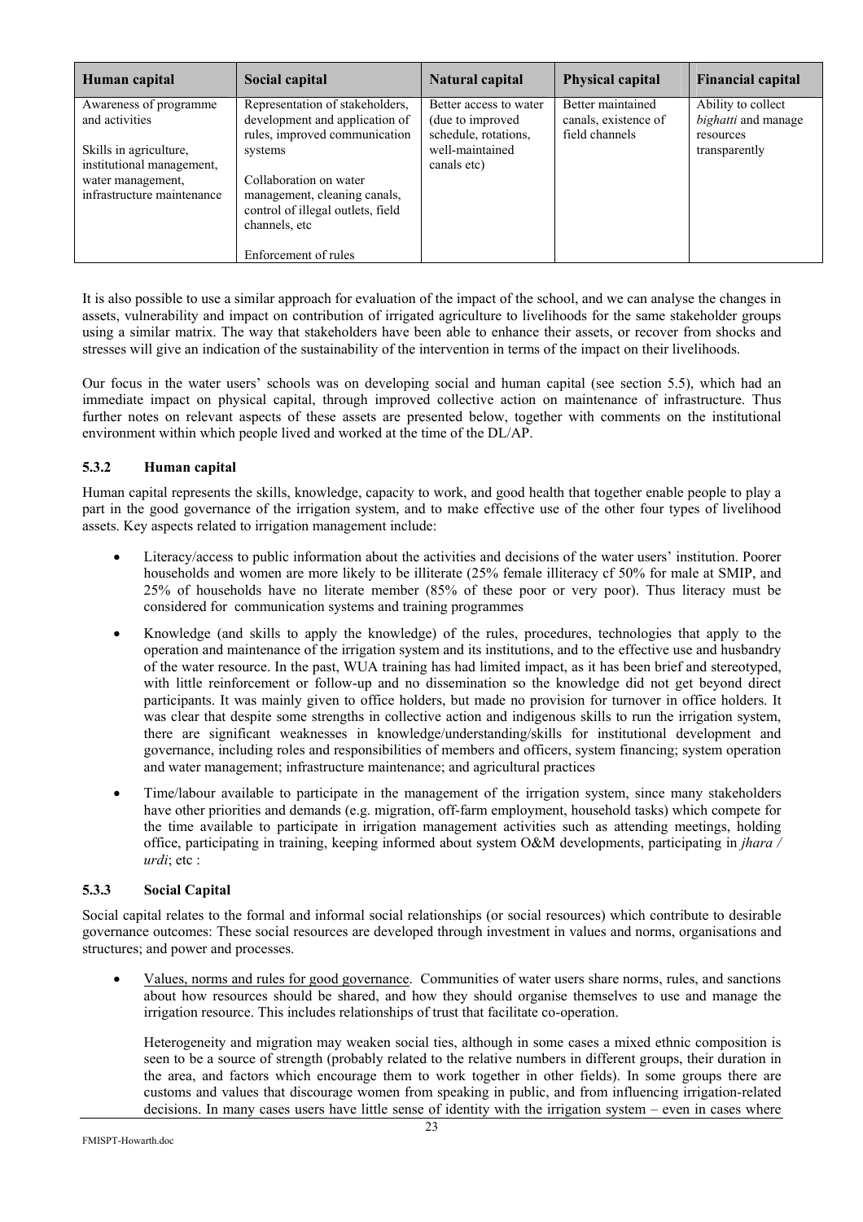| Human capital | Social capital | Natural capital | Physical capital | Financial capital |
|---|---|---|---|---|
| Awareness of programme and activities<br><br>Skills in agriculture, institutional management, water management, infrastructure maintenance | Representation of stakeholders, development and application of rules, improved communication systems<br><br>Collaboration on water management, cleaning canals, control of illegal outlets, field channels, etc<br><br>Enforcement of rules | Better access to water (due to improved schedule, rotations, well-maintained canals etc) | Better maintained canals, existence of field channels | Ability to collect *bighatti* and manage resources transparently |

It is also possible to use a similar approach for evaluation of the impact of the school, and we can analyse the changes in assets, vulnerability and impact on contribution of irrigated agriculture to livelihoods for the same stakeholder groups using a similar matrix. The way that stakeholders have been able to enhance their assets, or recover from shocks and stresses will give an indication of the sustainability of the intervention in terms of the impact on their livelihoods.

Our focus in the water users' schools was on developing social and human capital (see section 5.5), which had an immediate impact on physical capital, through improved collective action on maintenance of infrastructure. Thus further notes on relevant aspects of these assets are presented below, together with comments on the institutional environment within which people lived and worked at the time of the DL/AP.

### 5.3.2 Human capital

Human capital represents the skills, knowledge, capacity to work, and good health that together enable people to play a part in the good governance of the irrigation system, and to make effective use of the other four types of livelihood assets. Key aspects related to irrigation management include:

- Literacy/access to public information about the activities and decisions of the water users' institution. Poorer households and women are more likely to be illiterate (25% female illiteracy cf 50% for male at SMIP, and 25% of households have no literate member (85% of these poor or very poor). Thus literacy must be considered for communication systems and training programmes
- Knowledge (and skills to apply the knowledge) of the rules, procedures, technologies that apply to the operation and maintenance of the irrigation system and its institutions, and to the effective use and husbandry of the water resource. In the past, WUA training has had limited impact, as it has been brief and stereotyped, with little reinforcement or follow-up and no dissemination so the knowledge did not get beyond direct participants. It was mainly given to office holders, but made no provision for turnover in office holders. It was clear that despite some strengths in collective action and indigenous skills to run the irrigation system, there are significant weaknesses in knowledge/understanding/skills for institutional development and governance, including roles and responsibilities of members and officers, system financing; system operation and water management; infrastructure maintenance; and agricultural practices
- Time/labour available to participate in the management of the irrigation system, since many stakeholders have other priorities and demands (e.g. migration, off-farm employment, household tasks) which compete for the time available to participate in irrigation management activities such as attending meetings, holding office, participating in training, keeping informed about system O&M developments, participating in *jhara / urdi*; etc :

### 5.3.3 Social Capital

Social capital relates to the formal and informal social relationships (or social resources) which contribute to desirable governance outcomes: These social resources are developed through investment in values and norms, organisations and structures; and power and processes.

- Values, norms and rules for good governance. Communities of water users share norms, rules, and sanctions about how resources should be shared, and how they should organise themselves to use and manage the irrigation resource. This includes relationships of trust that facilitate co-operation.

  Heterogeneity and migration may weaken social ties, although in some cases a mixed ethnic composition is seen to be a source of strength (probably related to the relative numbers in different groups, their duration in the area, and factors which encourage them to work together in other fields). In some groups there are customs and values that discourage women from speaking in public, and from influencing irrigation-related decisions. In many cases users have little sense of identity with the irrigation system – even in cases where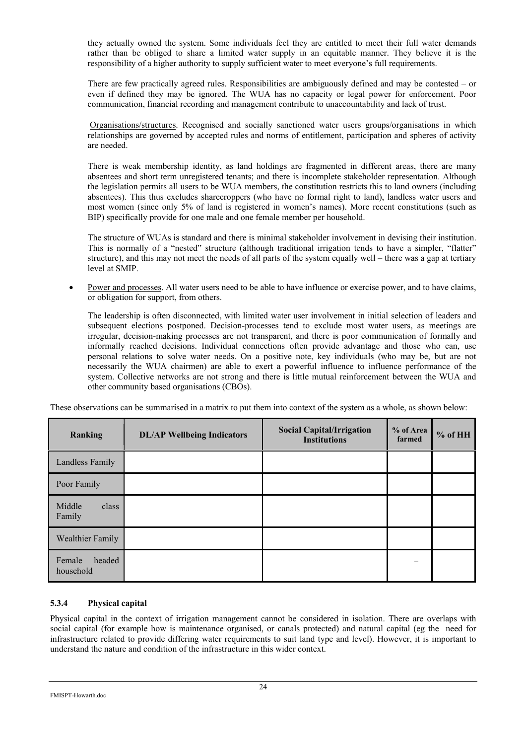they actually owned the system. Some individuals feel they are entitled to meet their full water demands rather than be obliged to share a limited water supply in an equitable manner. They believe it is the responsibility of a higher authority to supply sufficient water to meet everyone's full requirements.

There are few practically agreed rules. Responsibilities are ambiguously defined and may be contested – or even if defined they may be ignored. The WUA has no capacity or legal power for enforcement. Poor communication, financial recording and management contribute to unaccountability and lack of trust.

Organisations/structures. Recognised and socially sanctioned water users groups/organisations in which relationships are governed by accepted rules and norms of entitlement, participation and spheres of activity are needed.

There is weak membership identity, as land holdings are fragmented in different areas, there are many absentees and short term unregistered tenants; and there is incomplete stakeholder representation. Although the legislation permits all users to be WUA members, the constitution restricts this to land owners (including absentees). This thus excludes sharecroppers (who have no formal right to land), landless water users and most women (since only 5% of land is registered in women's names). More recent constitutions (such as BIP) specifically provide for one male and one female member per household.

The structure of WUAs is standard and there is minimal stakeholder involvement in devising their institution. This is normally of a "nested" structure (although traditional irrigation tends to have a simpler, "flatter" structure), and this may not meet the needs of all parts of the system equally well – there was a gap at tertiary level at SMIP.

- Power and processes. All water users need to be able to have influence or exercise power, and to have claims, or obligation for support, from others.

  The leadership is often disconnected, with limited water user involvement in initial selection of leaders and subsequent elections postponed. Decision-processes tend to exclude most water users, as meetings are irregular, decision-making processes are not transparent, and there is poor communication of formally and informally reached decisions. Individual connections often provide advantage and those who can, use personal relations to solve water needs. On a positive note, key individuals (who may be, but are not necessarily the WUA chairmen) are able to exert a powerful influence to influence performance of the system. Collective networks are not strong and there is little mutual reinforcement between the WUA and other community based organisations (CBOs).

These observations can be summarised in a matrix to put them into context of the system as a whole, as shown below:

| Ranking | DL/AP Wellbeing Indicators | Social Capital/Irrigation Institutions | % of Area farmed | % of HH |
|---|---|---|---|---|
| Landless Family | | | | |
| Poor Family | | | | |
| Middle class Family | | | | |
| Wealthier Family | | | | |
| Female headed household | | | – | |

### 5.3.4 Physical capital

Physical capital in the context of irrigation management cannot be considered in isolation. There are overlaps with social capital (for example how is maintenance organised, or canals protected) and natural capital (eg the need for infrastructure related to provide differing water requirements to suit land type and level). However, it is important to understand the nature and condition of the infrastructure in this wider context.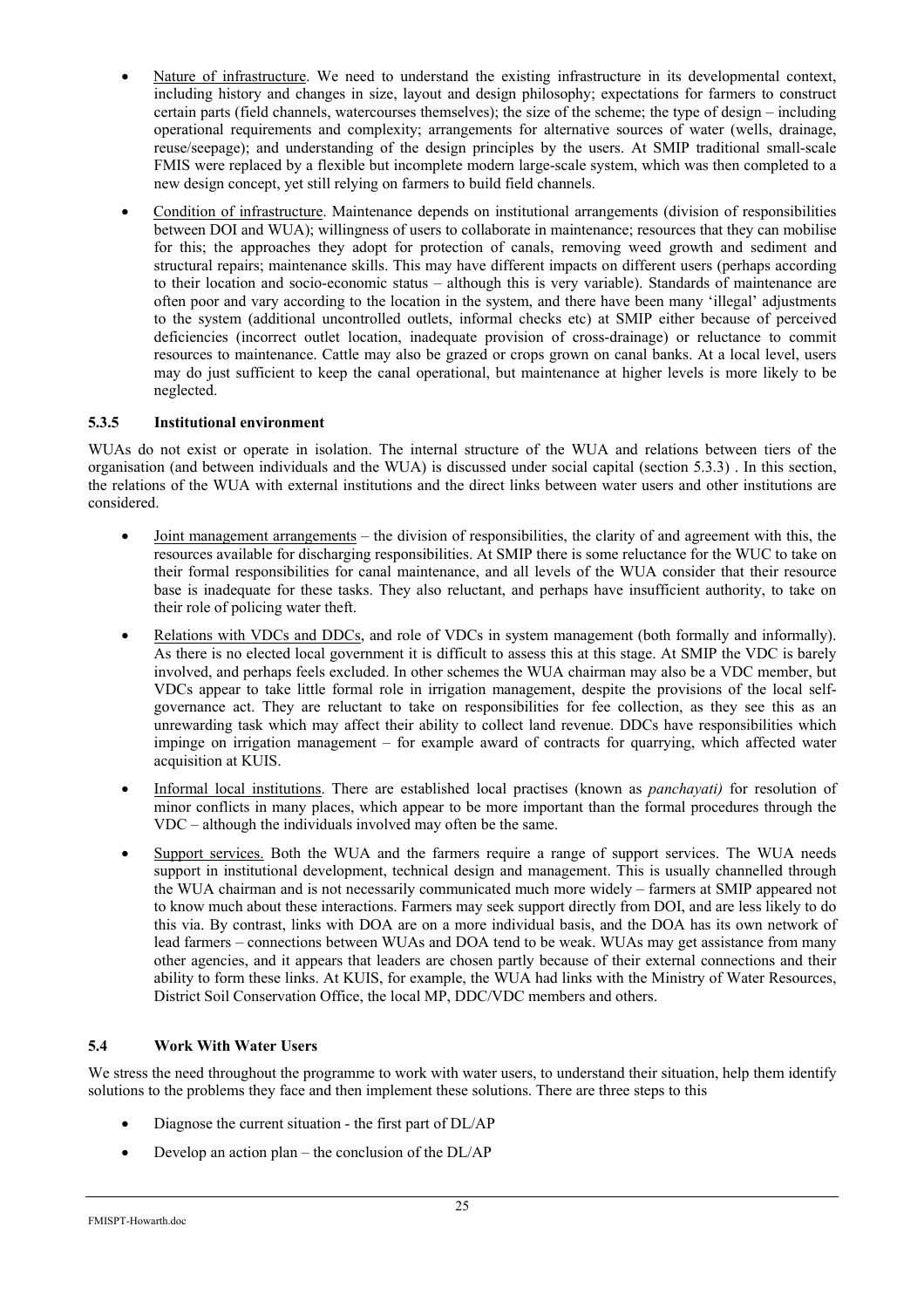- Nature of infrastructure. We need to understand the existing infrastructure in its developmental context, including history and changes in size, layout and design philosophy; expectations for farmers to construct certain parts (field channels, watercourses themselves); the size of the scheme; the type of design – including operational requirements and complexity; arrangements for alternative sources of water (wells, drainage, reuse/seepage); and understanding of the design principles by the users. At SMIP traditional small-scale FMIS were replaced by a flexible but incomplete modern large-scale system, which was then completed to a new design concept, yet still relying on farmers to build field channels.

- Condition of infrastructure. Maintenance depends on institutional arrangements (division of responsibilities between DOI and WUA); willingness of users to collaborate in maintenance; resources that they can mobilise for this; the approaches they adopt for protection of canals, removing weed growth and sediment and structural repairs; maintenance skills. This may have different impacts on different users (perhaps according to their location and socio-economic status – although this is very variable). Standards of maintenance are often poor and vary according to the location in the system, and there have been many 'illegal' adjustments to the system (additional uncontrolled outlets, informal checks etc) at SMIP either because of perceived deficiencies (incorrect outlet location, inadequate provision of cross-drainage) or reluctance to commit resources to maintenance. Cattle may also be grazed or crops grown on canal banks. At a local level, users may do just sufficient to keep the canal operational, but maintenance at higher levels is more likely to be neglected.

### 5.3.5 Institutional environment

WUAs do not exist or operate in isolation. The internal structure of the WUA and relations between tiers of the organisation (and between individuals and the WUA) is discussed under social capital (section 5.3.3) . In this section, the relations of the WUA with external institutions and the direct links between water users and other institutions are considered.

- Joint management arrangements – the division of responsibilities, the clarity of and agreement with this, the resources available for discharging responsibilities. At SMIP there is some reluctance for the WUC to take on their formal responsibilities for canal maintenance, and all levels of the WUA consider that their resource base is inadequate for these tasks. They also reluctant, and perhaps have insufficient authority, to take on their role of policing water theft.

- Relations with VDCs and DDCs, and role of VDCs in system management (both formally and informally). As there is no elected local government it is difficult to assess this at this stage. At SMIP the VDC is barely involved, and perhaps feels excluded. In other schemes the WUA chairman may also be a VDC member, but VDCs appear to take little formal role in irrigation management, despite the provisions of the local self-governance act. They are reluctant to take on responsibilities for fee collection, as they see this as an unrewarding task which may affect their ability to collect land revenue. DDCs have responsibilities which impinge on irrigation management – for example award of contracts for quarrying, which affected water acquisition at KUIS.

- Informal local institutions. There are established local practises (known as *panchayati)* for resolution of minor conflicts in many places, which appear to be more important than the formal procedures through the VDC – although the individuals involved may often be the same.

- Support services. Both the WUA and the farmers require a range of support services. The WUA needs support in institutional development, technical design and management. This is usually channelled through the WUA chairman and is not necessarily communicated much more widely – farmers at SMIP appeared not to know much about these interactions. Farmers may seek support directly from DOI, and are less likely to do this via. By contrast, links with DOA are on a more individual basis, and the DOA has its own network of lead farmers – connections between WUAs and DOA tend to be weak. WUAs may get assistance from many other agencies, and it appears that leaders are chosen partly because of their external connections and their ability to form these links. At KUIS, for example, the WUA had links with the Ministry of Water Resources, District Soil Conservation Office, the local MP, DDC/VDC members and others.

## 5.4 Work With Water Users

We stress the need throughout the programme to work with water users, to understand their situation, help them identify solutions to the problems they face and then implement these solutions. There are three steps to this

- Diagnose the current situation - the first part of DL/AP
- Develop an action plan – the conclusion of the DL/AP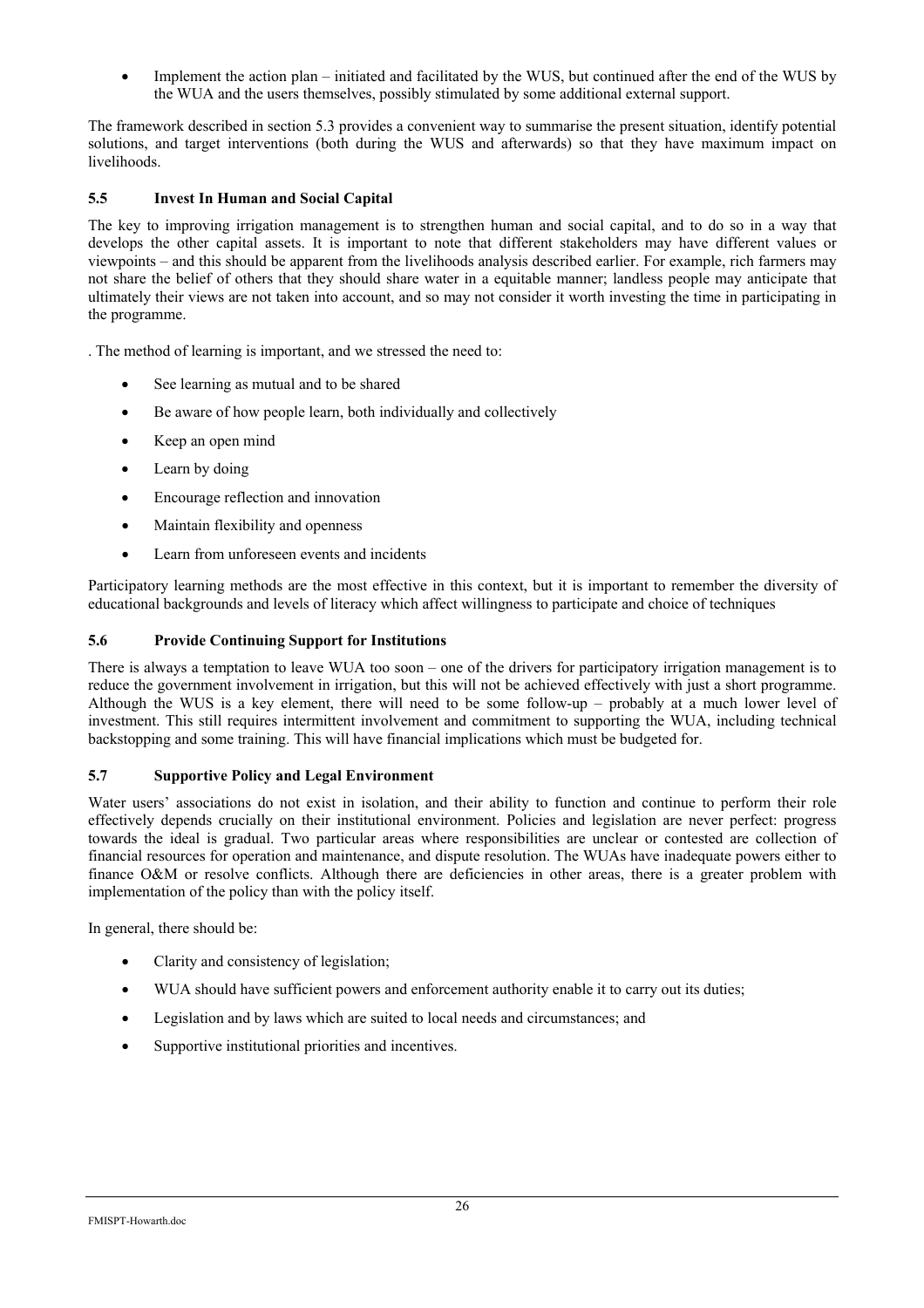- Implement the action plan – initiated and facilitated by the WUS, but continued after the end of the WUS by the WUA and the users themselves, possibly stimulated by some additional external support.

The framework described in section 5.3 provides a convenient way to summarise the present situation, identify potential solutions, and target interventions (both during the WUS and afterwards) so that they have maximum impact on livelihoods.

### 5.5 Invest In Human and Social Capital

The key to improving irrigation management is to strengthen human and social capital, and to do so in a way that develops the other capital assets. It is important to note that different stakeholders may have different values or viewpoints – and this should be apparent from the livelihoods analysis described earlier. For example, rich farmers may not share the belief of others that they should share water in a equitable manner; landless people may anticipate that ultimately their views are not taken into account, and so may not consider it worth investing the time in participating in the programme.

. The method of learning is important, and we stressed the need to:

- See learning as mutual and to be shared
- Be aware of how people learn, both individually and collectively
- Keep an open mind
- Learn by doing
- Encourage reflection and innovation
- Maintain flexibility and openness
- Learn from unforeseen events and incidents

Participatory learning methods are the most effective in this context, but it is important to remember the diversity of educational backgrounds and levels of literacy which affect willingness to participate and choice of techniques

### 5.6 Provide Continuing Support for Institutions

There is always a temptation to leave WUA too soon – one of the drivers for participatory irrigation management is to reduce the government involvement in irrigation, but this will not be achieved effectively with just a short programme. Although the WUS is a key element, there will need to be some follow-up – probably at a much lower level of investment. This still requires intermittent involvement and commitment to supporting the WUA, including technical backstopping and some training. This will have financial implications which must be budgeted for.

### 5.7 Supportive Policy and Legal Environment

Water users' associations do not exist in isolation, and their ability to function and continue to perform their role effectively depends crucially on their institutional environment. Policies and legislation are never perfect: progress towards the ideal is gradual. Two particular areas where responsibilities are unclear or contested are collection of financial resources for operation and maintenance, and dispute resolution. The WUAs have inadequate powers either to finance O&M or resolve conflicts. Although there are deficiencies in other areas, there is a greater problem with implementation of the policy than with the policy itself.

In general, there should be:

- Clarity and consistency of legislation;
- WUA should have sufficient powers and enforcement authority enable it to carry out its duties;
- Legislation and by laws which are suited to local needs and circumstances; and
- Supportive institutional priorities and incentives.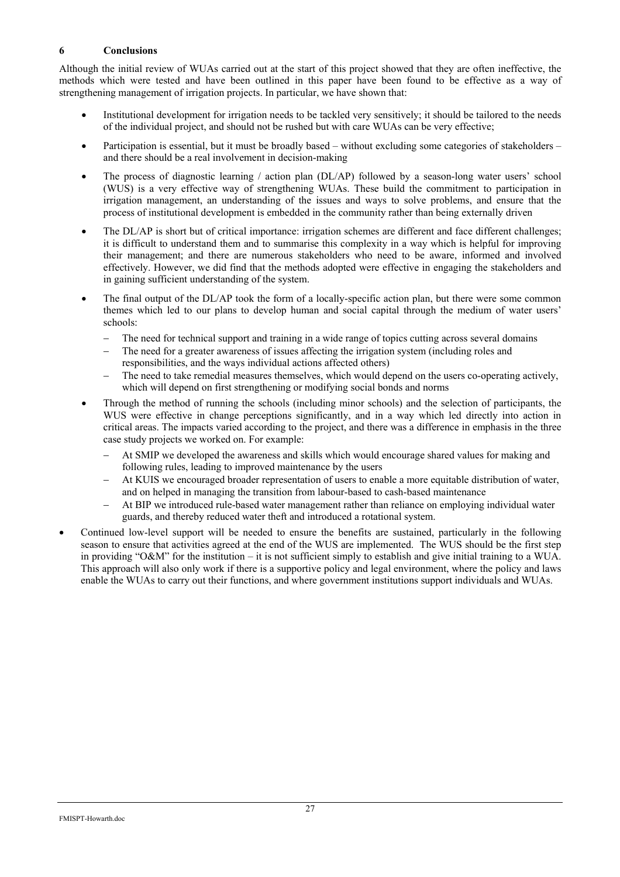## 6 Conclusions

Although the initial review of WUAs carried out at the start of this project showed that they are often ineffective, the methods which were tested and have been outlined in this paper have been found to be effective as a way of strengthening management of irrigation projects. In particular, we have shown that:

- Institutional development for irrigation needs to be tackled very sensitively; it should be tailored to the needs of the individual project, and should not be rushed but with care WUAs can be very effective;
- Participation is essential, but it must be broadly based – without excluding some categories of stakeholders – and there should be a real involvement in decision-making
- The process of diagnostic learning / action plan (DL/AP) followed by a season-long water users' school (WUS) is a very effective way of strengthening WUAs. These build the commitment to participation in irrigation management, an understanding of the issues and ways to solve problems, and ensure that the process of institutional development is embedded in the community rather than being externally driven
- The DL/AP is short but of critical importance: irrigation schemes are different and face different challenges; it is difficult to understand them and to summarise this complexity in a way which is helpful for improving their management; and there are numerous stakeholders who need to be aware, informed and involved effectively. However, we did find that the methods adopted were effective in engaging the stakeholders and in gaining sufficient understanding of the system.
- The final output of the DL/AP took the form of a locally-specific action plan, but there were some common themes which led to our plans to develop human and social capital through the medium of water users' schools:
  - The need for technical support and training in a wide range of topics cutting across several domains
  - The need for a greater awareness of issues affecting the irrigation system (including roles and responsibilities, and the ways individual actions affected others)
  - The need to take remedial measures themselves, which would depend on the users co-operating actively, which will depend on first strengthening or modifying social bonds and norms
- Through the method of running the schools (including minor schools) and the selection of participants, the WUS were effective in change perceptions significantly, and in a way which led directly into action in critical areas. The impacts varied according to the project, and there was a difference in emphasis in the three case study projects we worked on. For example:
  - At SMIP we developed the awareness and skills which would encourage shared values for making and following rules, leading to improved maintenance by the users
  - At KUIS we encouraged broader representation of users to enable a more equitable distribution of water, and on helped in managing the transition from labour-based to cash-based maintenance
  - At BIP we introduced rule-based water management rather than reliance on employing individual water guards, and thereby reduced water theft and introduced a rotational system.
- Continued low-level support will be needed to ensure the benefits are sustained, particularly in the following season to ensure that activities agreed at the end of the WUS are implemented. The WUS should be the first step in providing "O&M" for the institution – it is not sufficient simply to establish and give initial training to a WUA. This approach will also only work if there is a supportive policy and legal environment, where the policy and laws enable the WUAs to carry out their functions, and where government institutions support individuals and WUAs.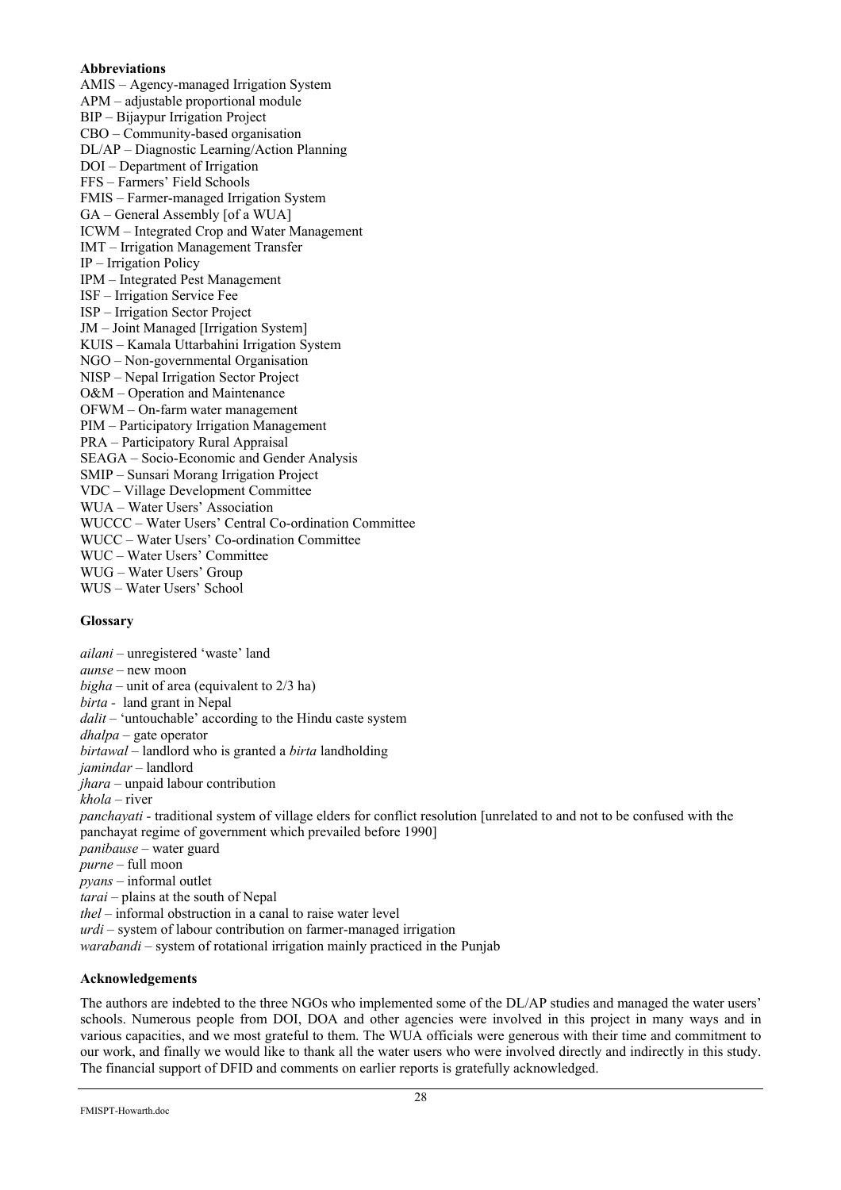**Abbreviations**

AMIS – Agency-managed Irrigation System
APM – adjustable proportional module
BIP – Bijaypur Irrigation Project
CBO – Community-based organisation
DL/AP – Diagnostic Learning/Action Planning
DOI – Department of Irrigation
FFS – Farmers' Field Schools
FMIS – Farmer-managed Irrigation System
GA – General Assembly [of a WUA]
ICWM – Integrated Crop and Water Management
IMT – Irrigation Management Transfer
IP – Irrigation Policy
IPM – Integrated Pest Management
ISF – Irrigation Service Fee
ISP – Irrigation Sector Project
JM – Joint Managed [Irrigation System]
KUIS – Kamala Uttarbahini Irrigation System
NGO – Non-governmental Organisation
NISP – Nepal Irrigation Sector Project
O&M – Operation and Maintenance
OFWM – On-farm water management
PIM – Participatory Irrigation Management
PRA – Participatory Rural Appraisal
SEAGA – Socio-Economic and Gender Analysis
SMIP – Sunsari Morang Irrigation Project
VDC – Village Development Committee
WUA – Water Users' Association
WUCCC – Water Users' Central Co-ordination Committee
WUCC – Water Users' Co-ordination Committee
WUC – Water Users' Committee
WUG – Water Users' Group
WUS – Water Users' School

**Glossary**

*ailani* – unregistered 'waste' land
*aunse* – new moon
*bigha* – unit of area (equivalent to 2/3 ha)
*birta* - land grant in Nepal
*dalit* – 'untouchable' according to the Hindu caste system
*dhalpa* – gate operator
*birtawal* – landlord who is granted a *birta* landholding
*jamindar* – landlord
*jhara* – unpaid labour contribution
*khola* – river
*panchayati* - traditional system of village elders for conflict resolution [unrelated to and not to be confused with the panchayat regime of government which prevailed before 1990]
*panibause* – water guard
*purne* – full moon
*pyans* – informal outlet
*tarai* – plains at the south of Nepal
*thel* – informal obstruction in a canal to raise water level
*urdi* – system of labour contribution on farmer-managed irrigation
*warabandi* – system of rotational irrigation mainly practiced in the Punjab

**Acknowledgements**

The authors are indebted to the three NGOs who implemented some of the DL/AP studies and managed the water users' schools. Numerous people from DOI, DOA and other agencies were involved in this project in many ways and in various capacities, and we most grateful to them. The WUA officials were generous with their time and commitment to our work, and finally we would like to thank all the water users who were involved directly and indirectly in this study. The financial support of DFID and comments on earlier reports is gratefully acknowledged.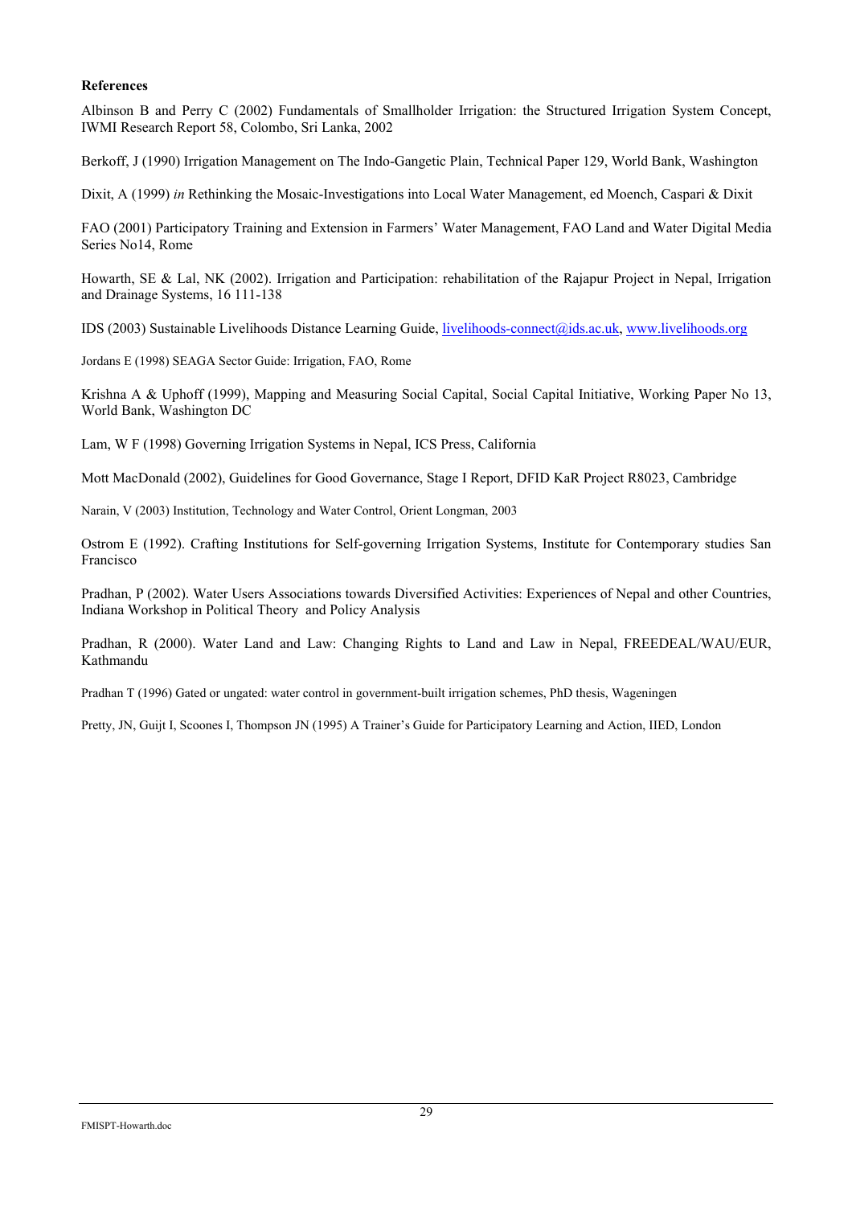**References**

Albinson B and Perry C (2002) Fundamentals of Smallholder Irrigation: the Structured Irrigation System Concept, IWMI Research Report 58, Colombo, Sri Lanka, 2002

Berkoff, J (1990) Irrigation Management on The Indo-Gangetic Plain, Technical Paper 129, World Bank, Washington

Dixit, A (1999) *in* Rethinking the Mosaic-Investigations into Local Water Management, ed Moench, Caspari & Dixit

FAO (2001) Participatory Training and Extension in Farmers' Water Management, FAO Land and Water Digital Media Series No14, Rome

Howarth, SE & Lal, NK (2002). Irrigation and Participation: rehabilitation of the Rajapur Project in Nepal, Irrigation and Drainage Systems, 16 111-138

IDS (2003) Sustainable Livelihoods Distance Learning Guide, livelihoods-connect@ids.ac.uk, www.livelihoods.org

Jordans E (1998) SEAGA Sector Guide: Irrigation, FAO, Rome

Krishna A & Uphoff (1999), Mapping and Measuring Social Capital, Social Capital Initiative, Working Paper No 13, World Bank, Washington DC

Lam, W F (1998) Governing Irrigation Systems in Nepal, ICS Press, California

Mott MacDonald (2002), Guidelines for Good Governance, Stage I Report, DFID KaR Project R8023, Cambridge

Narain, V (2003) Institution, Technology and Water Control, Orient Longman, 2003

Ostrom E (1992). Crafting Institutions for Self-governing Irrigation Systems, Institute for Contemporary studies San Francisco

Pradhan, P (2002). Water Users Associations towards Diversified Activities: Experiences of Nepal and other Countries, Indiana Workshop in Political Theory and Policy Analysis

Pradhan, R (2000). Water Land and Law: Changing Rights to Land and Law in Nepal, FREEDEAL/WAU/EUR, Kathmandu

Pradhan T (1996) Gated or ungated: water control in government-built irrigation schemes, PhD thesis, Wageningen

Pretty, JN, Guijt I, Scoones I, Thompson JN (1995) A Trainer's Guide for Participatory Learning and Action, IIED, London